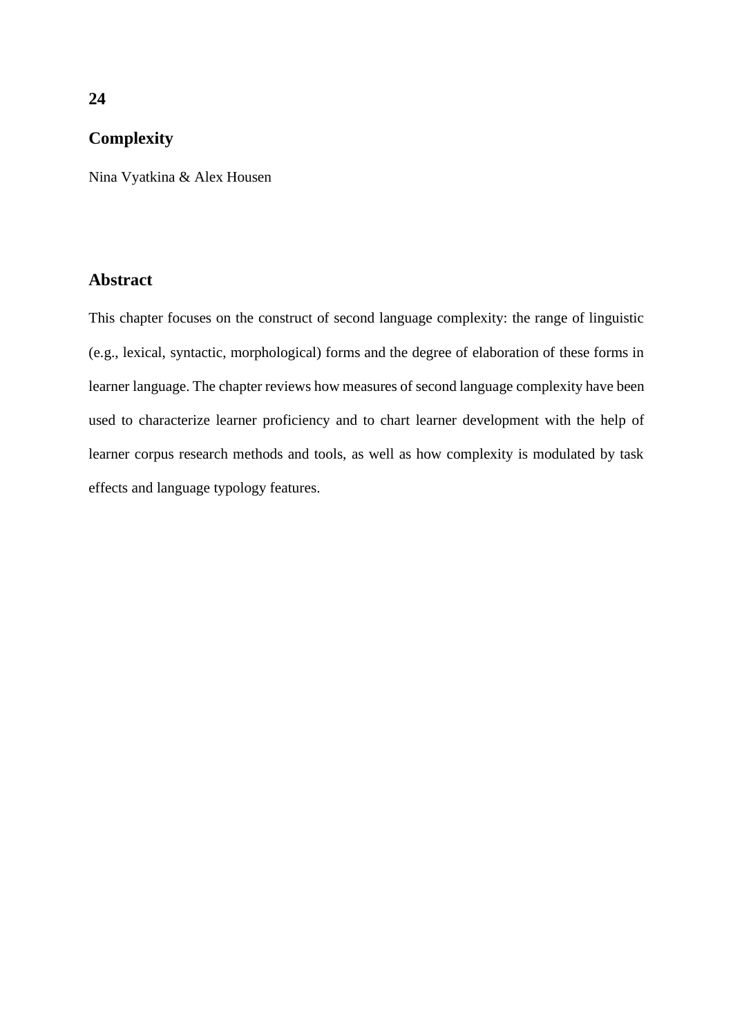# 24

# Complexity

Nina Vyatkina & Alex Housen

## Abstract

This chapter focuses on the construct of second language complexity: the range of linguistic (e.g., lexical, syntactic, morphological) forms and the degree of elaboration of these forms in learner language. The chapter reviews how measures of second language complexity have been used to characterize learner proficiency and to chart learner development with the help of learner corpus research methods and tools, as well as how complexity is modulated by task effects and language typology features.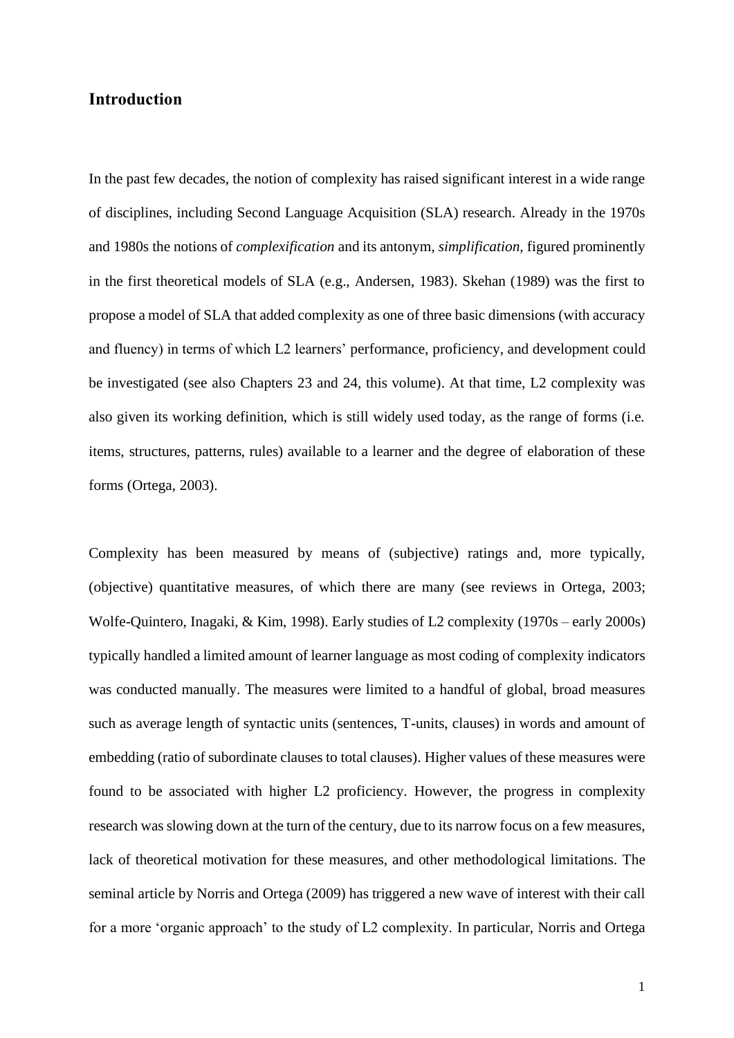## Introduction

In the past few decades, the notion of complexity has raised significant interest in a wide range of disciplines, including Second Language Acquisition (SLA) research. Already in the 1970s and 1980s the notions of *complexification* and its antonym, *simplification*, figured prominently in the first theoretical models of SLA (e.g., Andersen, 1983). Skehan (1989) was the first to propose a model of SLA that added complexity as one of three basic dimensions (with accuracy and fluency) in terms of which L2 learners' performance, proficiency, and development could be investigated (see also Chapters 23 and 24, this volume). At that time, L2 complexity was also given its working definition, which is still widely used today, as the range of forms (i.e. items, structures, patterns, rules) available to a learner and the degree of elaboration of these forms (Ortega, 2003).

Complexity has been measured by means of (subjective) ratings and, more typically, (objective) quantitative measures, of which there are many (see reviews in Ortega, 2003; Wolfe-Quintero, Inagaki, & Kim, 1998). Early studies of L2 complexity (1970s – early 2000s) typically handled a limited amount of learner language as most coding of complexity indicators was conducted manually. The measures were limited to a handful of global, broad measures such as average length of syntactic units (sentences, T-units, clauses) in words and amount of embedding (ratio of subordinate clauses to total clauses). Higher values of these measures were found to be associated with higher L2 proficiency. However, the progress in complexity research was slowing down at the turn of the century, due to its narrow focus on a few measures, lack of theoretical motivation for these measures, and other methodological limitations. The seminal article by Norris and Ortega (2009) has triggered a new wave of interest with their call for a more 'organic approach' to the study of L2 complexity. In particular, Norris and Ortega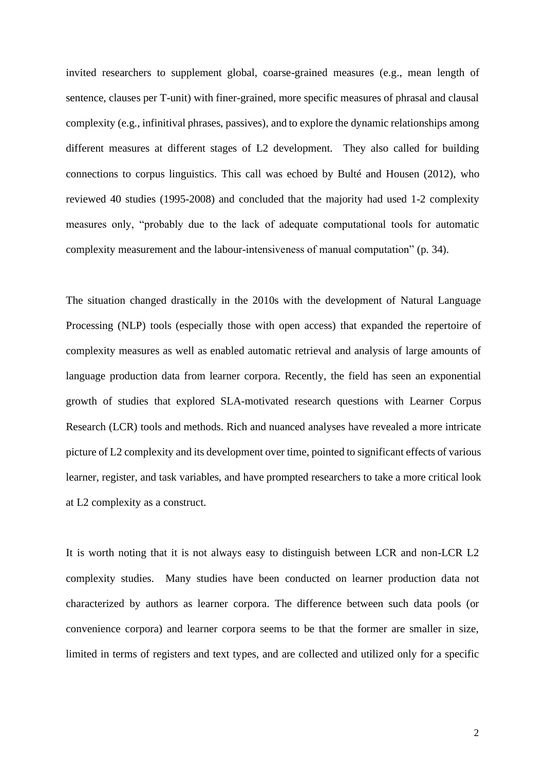invited researchers to supplement global, coarse-grained measures (e.g., mean length of sentence, clauses per T-unit) with finer-grained, more specific measures of phrasal and clausal complexity (e.g., infinitival phrases, passives), and to explore the dynamic relationships among different measures at different stages of L2 development. They also called for building connections to corpus linguistics. This call was echoed by Bulté and Housen (2012), who reviewed 40 studies (1995-2008) and concluded that the majority had used 1-2 complexity measures only, "probably due to the lack of adequate computational tools for automatic complexity measurement and the labour-intensiveness of manual computation" (p. 34).

The situation changed drastically in the 2010s with the development of Natural Language Processing (NLP) tools (especially those with open access) that expanded the repertoire of complexity measures as well as enabled automatic retrieval and analysis of large amounts of language production data from learner corpora. Recently, the field has seen an exponential growth of studies that explored SLA-motivated research questions with Learner Corpus Research (LCR) tools and methods. Rich and nuanced analyses have revealed a more intricate picture of L2 complexity and its development over time, pointed to significant effects of various learner, register, and task variables, and have prompted researchers to take a more critical look at L2 complexity as a construct.

It is worth noting that it is not always easy to distinguish between LCR and non-LCR L2 complexity studies. Many studies have been conducted on learner production data not characterized by authors as learner corpora. The difference between such data pools (or convenience corpora) and learner corpora seems to be that the former are smaller in size, limited in terms of registers and text types, and are collected and utilized only for a specific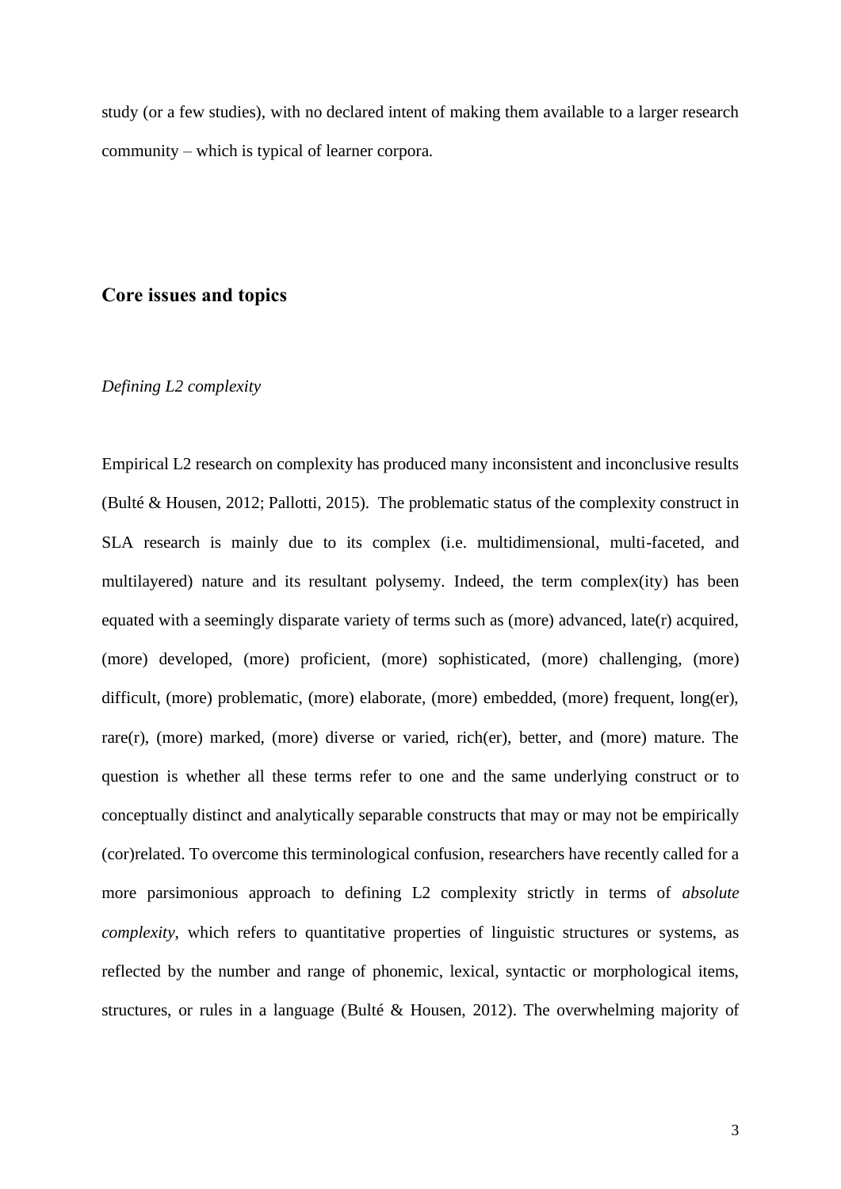study (or a few studies), with no declared intent of making them available to a larger research community – which is typical of learner corpora.

## Core issues and topics

### *Defining L2 complexity*

Empirical L2 research on complexity has produced many inconsistent and inconclusive results (Bulté & Housen, 2012; Pallotti, 2015). The problematic status of the complexity construct in SLA research is mainly due to its complex (i.e. multidimensional, multi-faceted, and multilayered) nature and its resultant polysemy. Indeed, the term complex(ity) has been equated with a seemingly disparate variety of terms such as (more) advanced, late(r) acquired, (more) developed, (more) proficient, (more) sophisticated, (more) challenging, (more) difficult, (more) problematic, (more) elaborate, (more) embedded, (more) frequent, long(er), rare(r), (more) marked, (more) diverse or varied, rich(er), better, and (more) mature. The question is whether all these terms refer to one and the same underlying construct or to conceptually distinct and analytically separable constructs that may or may not be empirically (cor)related. To overcome this terminological confusion, researchers have recently called for a more parsimonious approach to defining L2 complexity strictly in terms of *absolute complexity*, which refers to quantitative properties of linguistic structures or systems, as reflected by the number and range of phonemic, lexical, syntactic or morphological items, structures, or rules in a language (Bulté & Housen, 2012). The overwhelming majority of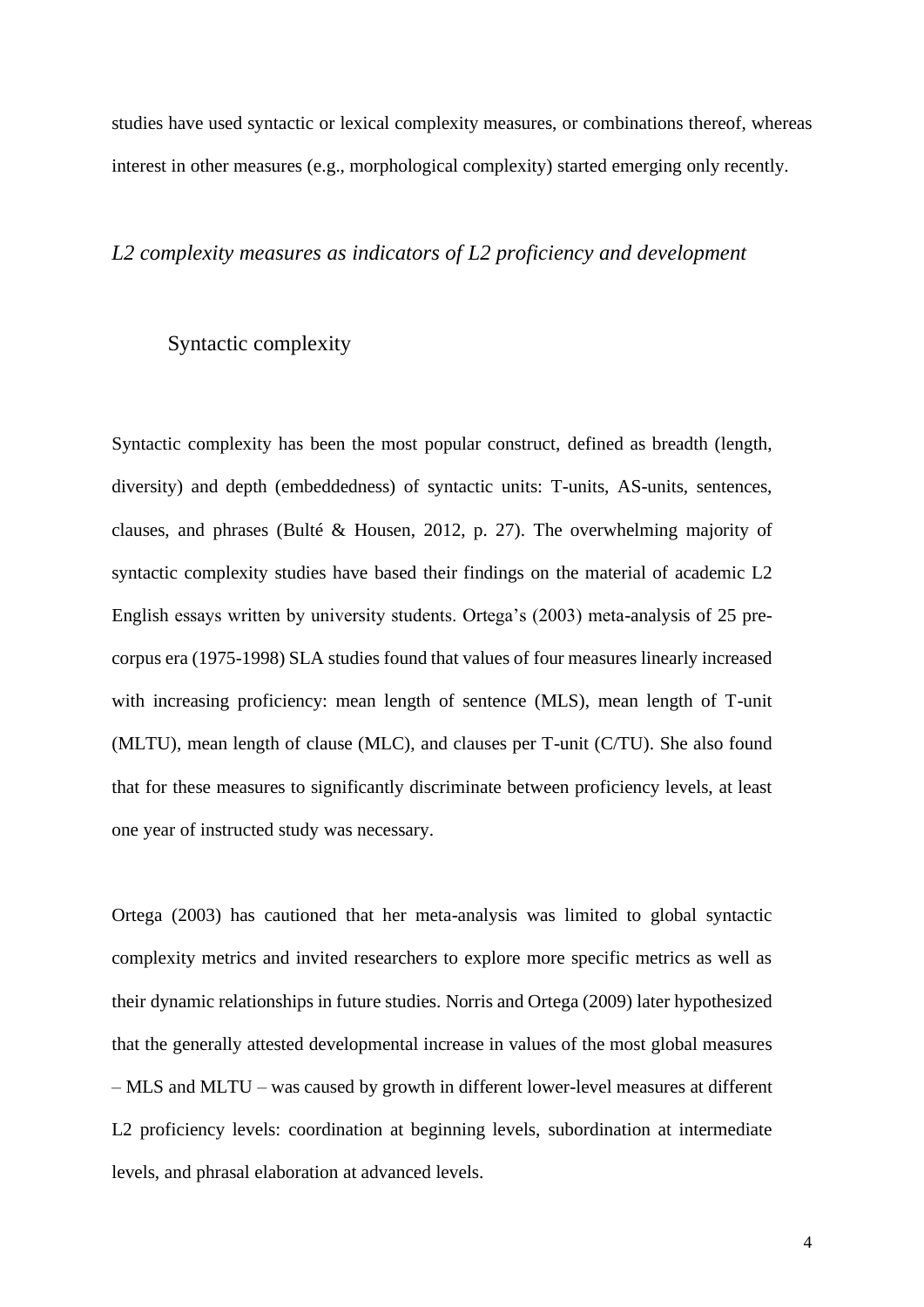studies have used syntactic or lexical complexity measures, or combinations thereof, whereas interest in other measures (e.g., morphological complexity) started emerging only recently.

## *L2 complexity measures as indicators of L2 proficiency and development*

### Syntactic complexity

Syntactic complexity has been the most popular construct, defined as breadth (length, diversity) and depth (embeddedness) of syntactic units: T-units, AS-units, sentences, clauses, and phrases (Bulté & Housen, 2012, p. 27). The overwhelming majority of syntactic complexity studies have based their findings on the material of academic L2 English essays written by university students. Ortega's (2003) meta-analysis of 25 pre-corpus era (1975-1998) SLA studies found that values of four measures linearly increased with increasing proficiency: mean length of sentence (MLS), mean length of T-unit (MLTU), mean length of clause (MLC), and clauses per T-unit (C/TU). She also found that for these measures to significantly discriminate between proficiency levels, at least one year of instructed study was necessary.

Ortega (2003) has cautioned that her meta-analysis was limited to global syntactic complexity metrics and invited researchers to explore more specific metrics as well as their dynamic relationships in future studies. Norris and Ortega (2009) later hypothesized that the generally attested developmental increase in values of the most global measures – MLS and MLTU – was caused by growth in different lower-level measures at different L2 proficiency levels: coordination at beginning levels, subordination at intermediate levels, and phrasal elaboration at advanced levels.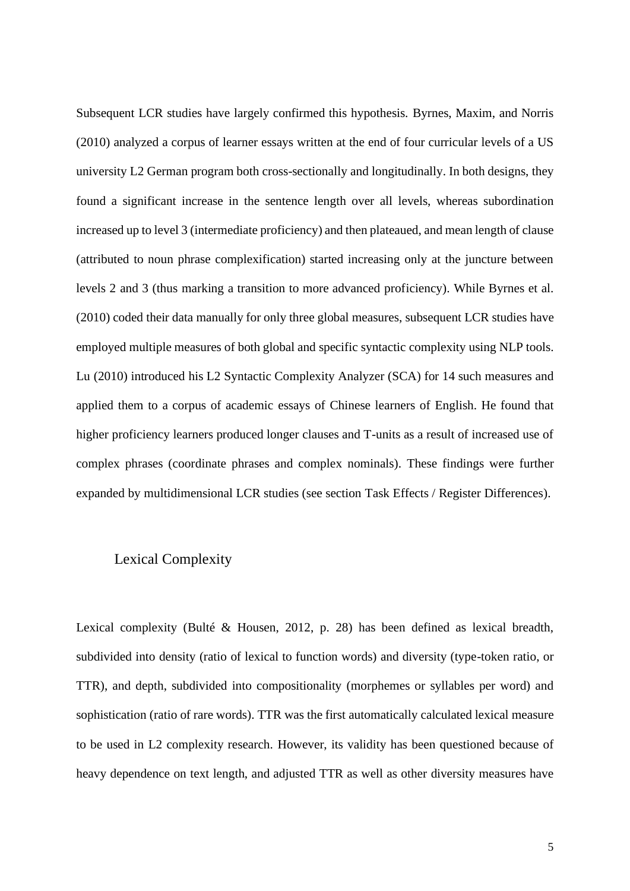Subsequent LCR studies have largely confirmed this hypothesis. Byrnes, Maxim, and Norris (2010) analyzed a corpus of learner essays written at the end of four curricular levels of a US university L2 German program both cross-sectionally and longitudinally. In both designs, they found a significant increase in the sentence length over all levels, whereas subordination increased up to level 3 (intermediate proficiency) and then plateaued, and mean length of clause (attributed to noun phrase complexification) started increasing only at the juncture between levels 2 and 3 (thus marking a transition to more advanced proficiency). While Byrnes et al. (2010) coded their data manually for only three global measures, subsequent LCR studies have employed multiple measures of both global and specific syntactic complexity using NLP tools. Lu (2010) introduced his L2 Syntactic Complexity Analyzer (SCA) for 14 such measures and applied them to a corpus of academic essays of Chinese learners of English. He found that higher proficiency learners produced longer clauses and T-units as a result of increased use of complex phrases (coordinate phrases and complex nominals). These findings were further expanded by multidimensional LCR studies (see section Task Effects / Register Differences).

## Lexical Complexity

Lexical complexity (Bulté & Housen, 2012, p. 28) has been defined as lexical breadth, subdivided into density (ratio of lexical to function words) and diversity (type-token ratio, or TTR), and depth, subdivided into compositionality (morphemes or syllables per word) and sophistication (ratio of rare words). TTR was the first automatically calculated lexical measure to be used in L2 complexity research. However, its validity has been questioned because of heavy dependence on text length, and adjusted TTR as well as other diversity measures have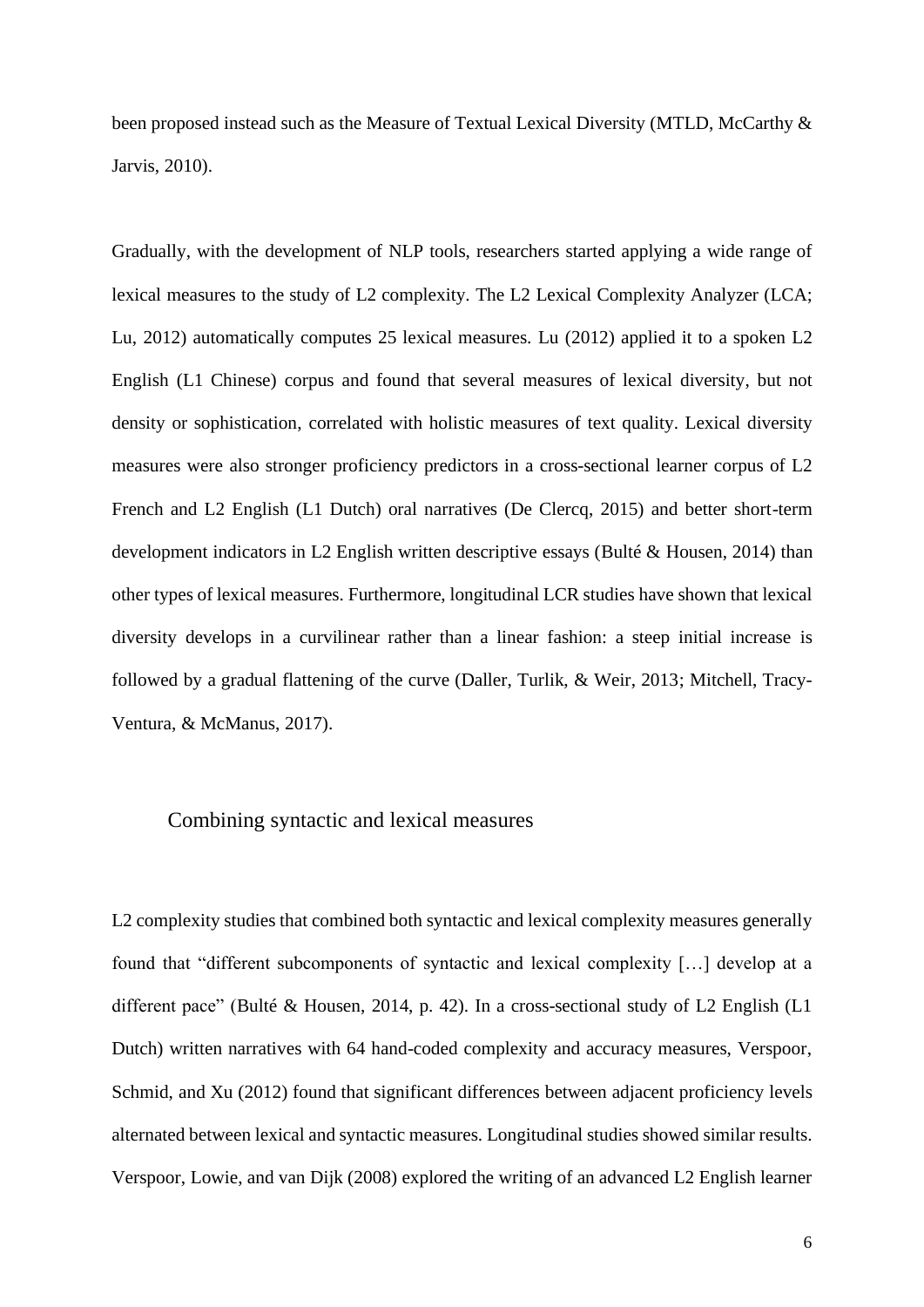been proposed instead such as the Measure of Textual Lexical Diversity (MTLD, McCarthy & Jarvis, 2010).

Gradually, with the development of NLP tools, researchers started applying a wide range of lexical measures to the study of L2 complexity. The L2 Lexical Complexity Analyzer (LCA; Lu, 2012) automatically computes 25 lexical measures. Lu (2012) applied it to a spoken L2 English (L1 Chinese) corpus and found that several measures of lexical diversity, but not density or sophistication, correlated with holistic measures of text quality. Lexical diversity measures were also stronger proficiency predictors in a cross-sectional learner corpus of L2 French and L2 English (L1 Dutch) oral narratives (De Clercq, 2015) and better short-term development indicators in L2 English written descriptive essays (Bulté & Housen, 2014) than other types of lexical measures. Furthermore, longitudinal LCR studies have shown that lexical diversity develops in a curvilinear rather than a linear fashion: a steep initial increase is followed by a gradual flattening of the curve (Daller, Turlik, & Weir, 2013; Mitchell, Tracy-Ventura, & McManus, 2017).

### Combining syntactic and lexical measures

L2 complexity studies that combined both syntactic and lexical complexity measures generally found that "different subcomponents of syntactic and lexical complexity […] develop at a different pace" (Bulté & Housen, 2014, p. 42). In a cross-sectional study of L2 English (L1 Dutch) written narratives with 64 hand-coded complexity and accuracy measures, Verspoor, Schmid, and Xu (2012) found that significant differences between adjacent proficiency levels alternated between lexical and syntactic measures. Longitudinal studies showed similar results. Verspoor, Lowie, and van Dijk (2008) explored the writing of an advanced L2 English learner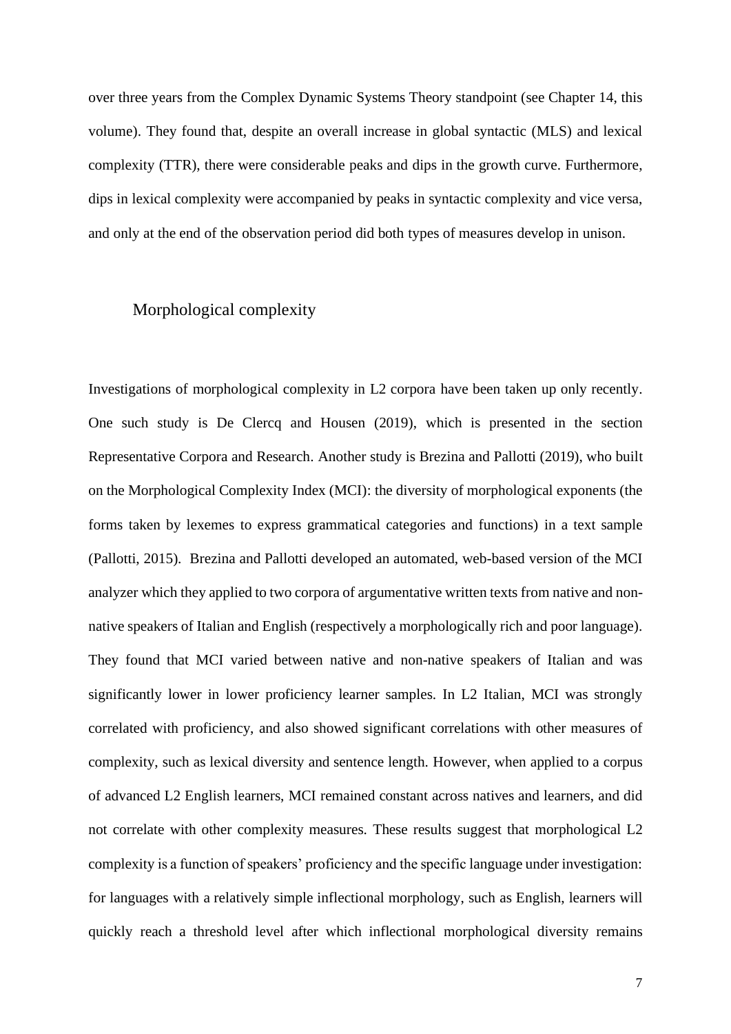over three years from the Complex Dynamic Systems Theory standpoint (see Chapter 14, this volume). They found that, despite an overall increase in global syntactic (MLS) and lexical complexity (TTR), there were considerable peaks and dips in the growth curve. Furthermore, dips in lexical complexity were accompanied by peaks in syntactic complexity and vice versa, and only at the end of the observation period did both types of measures develop in unison.

## Morphological complexity

Investigations of morphological complexity in L2 corpora have been taken up only recently. One such study is De Clercq and Housen (2019), which is presented in the section Representative Corpora and Research. Another study is Brezina and Pallotti (2019), who built on the Morphological Complexity Index (MCI): the diversity of morphological exponents (the forms taken by lexemes to express grammatical categories and functions) in a text sample (Pallotti, 2015). Brezina and Pallotti developed an automated, web-based version of the MCI analyzer which they applied to two corpora of argumentative written texts from native and non-native speakers of Italian and English (respectively a morphologically rich and poor language). They found that MCI varied between native and non-native speakers of Italian and was significantly lower in lower proficiency learner samples. In L2 Italian, MCI was strongly correlated with proficiency, and also showed significant correlations with other measures of complexity, such as lexical diversity and sentence length. However, when applied to a corpus of advanced L2 English learners, MCI remained constant across natives and learners, and did not correlate with other complexity measures. These results suggest that morphological L2 complexity is a function of speakers' proficiency and the specific language under investigation: for languages with a relatively simple inflectional morphology, such as English, learners will quickly reach a threshold level after which inflectional morphological diversity remains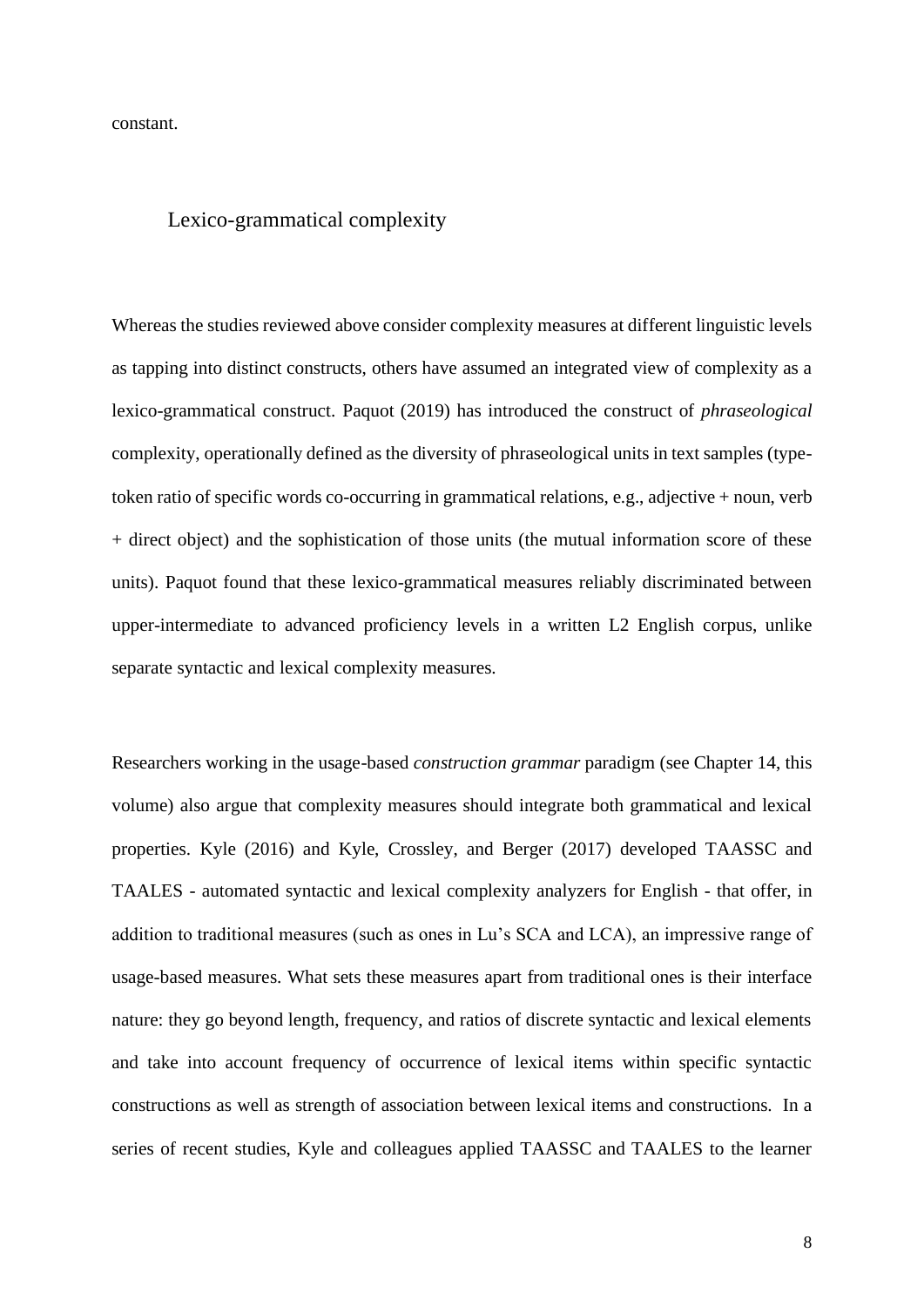constant.

## Lexico-grammatical complexity

Whereas the studies reviewed above consider complexity measures at different linguistic levels as tapping into distinct constructs, others have assumed an integrated view of complexity as a lexico-grammatical construct. Paquot (2019) has introduced the construct of *phraseological* complexity, operationally defined as the diversity of phraseological units in text samples (type-token ratio of specific words co-occurring in grammatical relations, e.g., adjective + noun, verb + direct object) and the sophistication of those units (the mutual information score of these units). Paquot found that these lexico-grammatical measures reliably discriminated between upper-intermediate to advanced proficiency levels in a written L2 English corpus, unlike separate syntactic and lexical complexity measures.

Researchers working in the usage-based *construction grammar* paradigm (see Chapter 14, this volume) also argue that complexity measures should integrate both grammatical and lexical properties. Kyle (2016) and Kyle, Crossley, and Berger (2017) developed TAASSC and TAALES - automated syntactic and lexical complexity analyzers for English - that offer, in addition to traditional measures (such as ones in Lu's SCA and LCA), an impressive range of usage-based measures. What sets these measures apart from traditional ones is their interface nature: they go beyond length, frequency, and ratios of discrete syntactic and lexical elements and take into account frequency of occurrence of lexical items within specific syntactic constructions as well as strength of association between lexical items and constructions. In a series of recent studies, Kyle and colleagues applied TAASSC and TAALES to the learner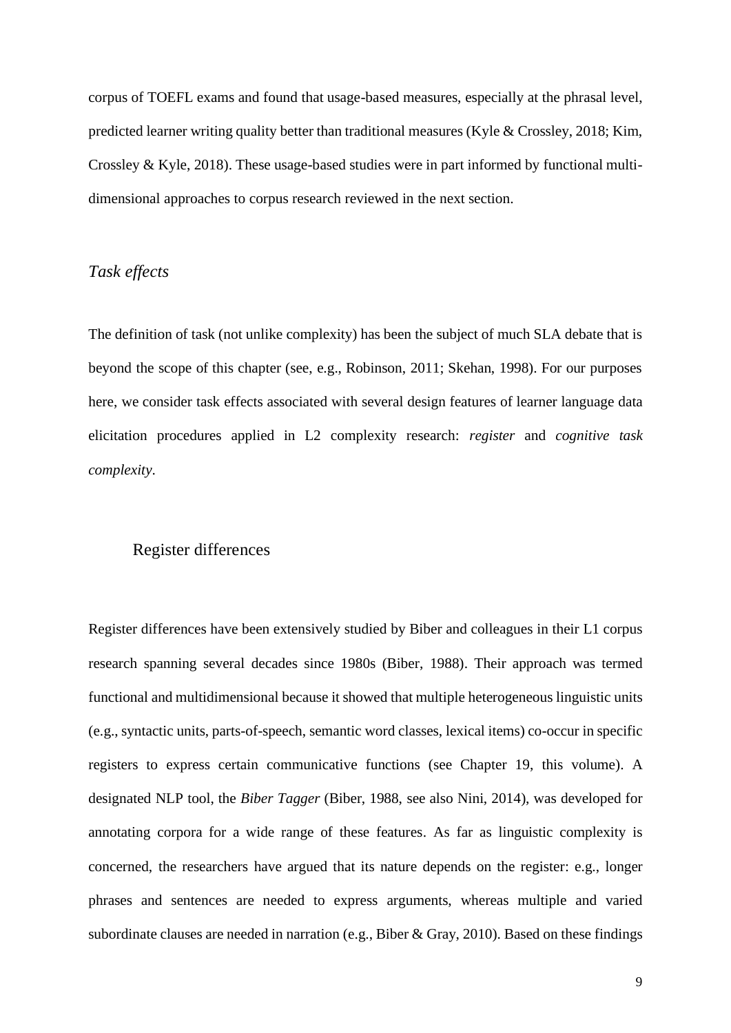corpus of TOEFL exams and found that usage-based measures, especially at the phrasal level, predicted learner writing quality better than traditional measures (Kyle & Crossley, 2018; Kim, Crossley & Kyle, 2018). These usage-based studies were in part informed by functional multi-dimensional approaches to corpus research reviewed in the next section.

## *Task effects*

The definition of task (not unlike complexity) has been the subject of much SLA debate that is beyond the scope of this chapter (see, e.g., Robinson, 2011; Skehan, 1998). For our purposes here, we consider task effects associated with several design features of learner language data elicitation procedures applied in L2 complexity research: *register* and *cognitive task complexity*.

### Register differences

Register differences have been extensively studied by Biber and colleagues in their L1 corpus research spanning several decades since 1980s (Biber, 1988). Their approach was termed functional and multidimensional because it showed that multiple heterogeneous linguistic units (e.g., syntactic units, parts-of-speech, semantic word classes, lexical items) co-occur in specific registers to express certain communicative functions (see Chapter 19, this volume). A designated NLP tool, the *Biber Tagger* (Biber, 1988, see also Nini, 2014), was developed for annotating corpora for a wide range of these features. As far as linguistic complexity is concerned, the researchers have argued that its nature depends on the register: e.g., longer phrases and sentences are needed to express arguments, whereas multiple and varied subordinate clauses are needed in narration (e.g., Biber & Gray, 2010). Based on these findings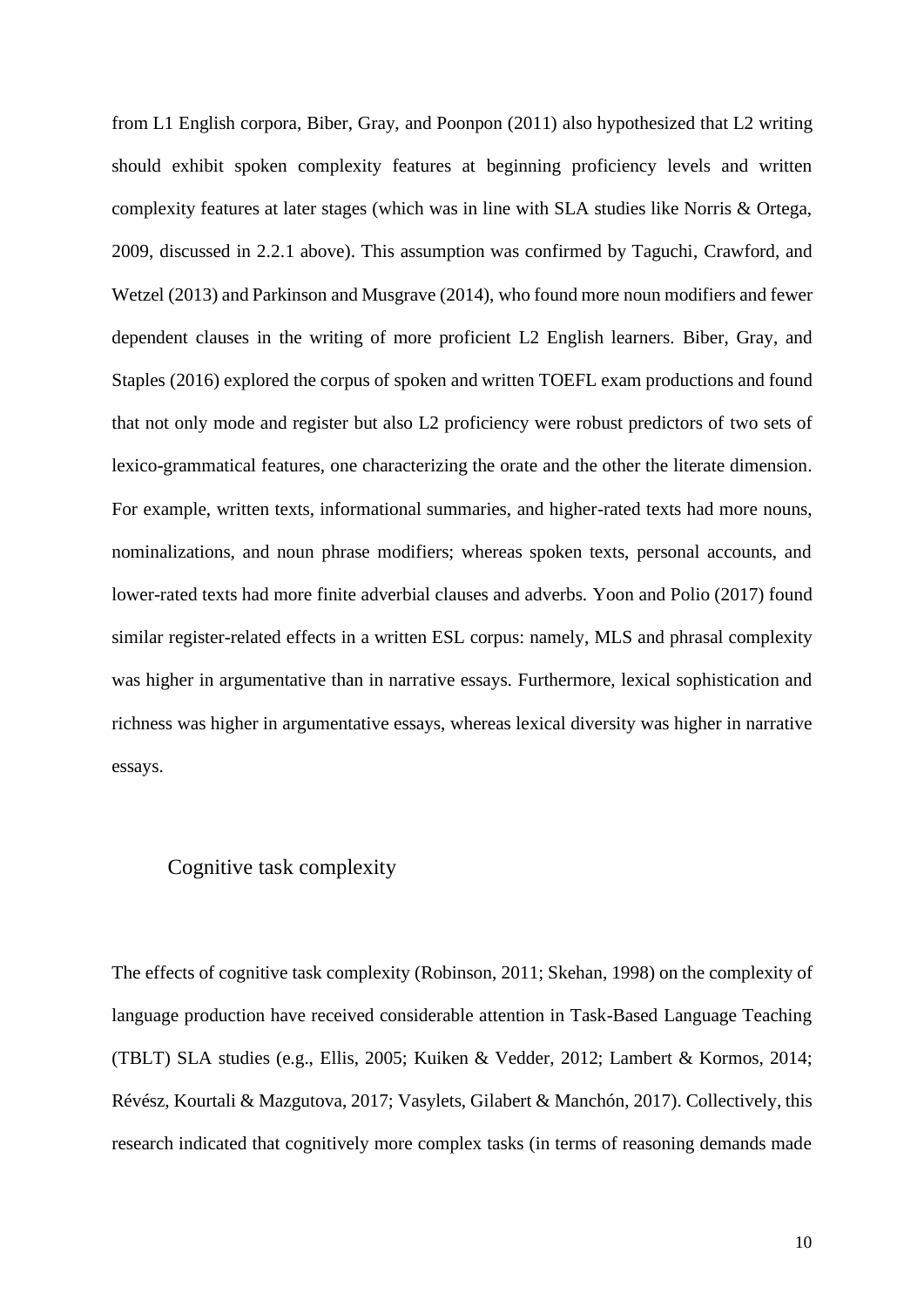from L1 English corpora, Biber, Gray, and Poonpon (2011) also hypothesized that L2 writing should exhibit spoken complexity features at beginning proficiency levels and written complexity features at later stages (which was in line with SLA studies like Norris & Ortega, 2009, discussed in 2.2.1 above). This assumption was confirmed by Taguchi, Crawford, and Wetzel (2013) and Parkinson and Musgrave (2014), who found more noun modifiers and fewer dependent clauses in the writing of more proficient L2 English learners. Biber, Gray, and Staples (2016) explored the corpus of spoken and written TOEFL exam productions and found that not only mode and register but also L2 proficiency were robust predictors of two sets of lexico-grammatical features, one characterizing the orate and the other the literate dimension. For example, written texts, informational summaries, and higher-rated texts had more nouns, nominalizations, and noun phrase modifiers; whereas spoken texts, personal accounts, and lower-rated texts had more finite adverbial clauses and adverbs. Yoon and Polio (2017) found similar register-related effects in a written ESL corpus: namely, MLS and phrasal complexity was higher in argumentative than in narrative essays. Furthermore, lexical sophistication and richness was higher in argumentative essays, whereas lexical diversity was higher in narrative essays.

### Cognitive task complexity

The effects of cognitive task complexity (Robinson, 2011; Skehan, 1998) on the complexity of language production have received considerable attention in Task-Based Language Teaching (TBLT) SLA studies (e.g., Ellis, 2005; Kuiken & Vedder, 2012; Lambert & Kormos, 2014; Révész, Kourtali & Mazgutova, 2017; Vasylets, Gilabert & Manchón, 2017). Collectively, this research indicated that cognitively more complex tasks (in terms of reasoning demands made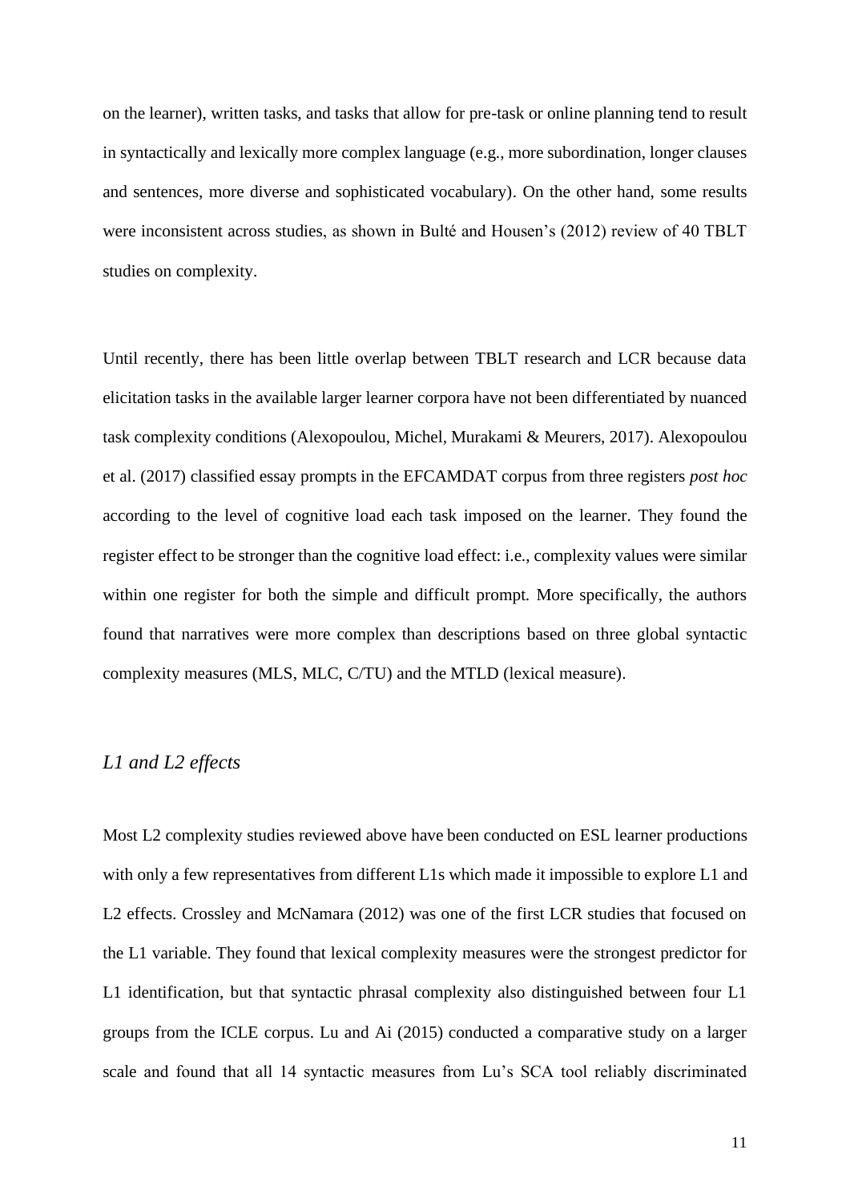on the learner), written tasks, and tasks that allow for pre-task or online planning tend to result in syntactically and lexically more complex language (e.g., more subordination, longer clauses and sentences, more diverse and sophisticated vocabulary). On the other hand, some results were inconsistent across studies, as shown in Bulté and Housen's (2012) review of 40 TBLT studies on complexity.

Until recently, there has been little overlap between TBLT research and LCR because data elicitation tasks in the available larger learner corpora have not been differentiated by nuanced task complexity conditions (Alexopoulou, Michel, Murakami & Meurers, 2017). Alexopoulou et al. (2017) classified essay prompts in the EFCAMDAT corpus from three registers *post hoc* according to the level of cognitive load each task imposed on the learner. They found the register effect to be stronger than the cognitive load effect: i.e., complexity values were similar within one register for both the simple and difficult prompt. More specifically, the authors found that narratives were more complex than descriptions based on three global syntactic complexity measures (MLS, MLC, C/TU) and the MTLD (lexical measure).

### *L1 and L2 effects*

Most L2 complexity studies reviewed above have been conducted on ESL learner productions with only a few representatives from different L1s which made it impossible to explore L1 and L2 effects. Crossley and McNamara (2012) was one of the first LCR studies that focused on the L1 variable. They found that lexical complexity measures were the strongest predictor for L1 identification, but that syntactic phrasal complexity also distinguished between four L1 groups from the ICLE corpus. Lu and Ai (2015) conducted a comparative study on a larger scale and found that all 14 syntactic measures from Lu's SCA tool reliably discriminated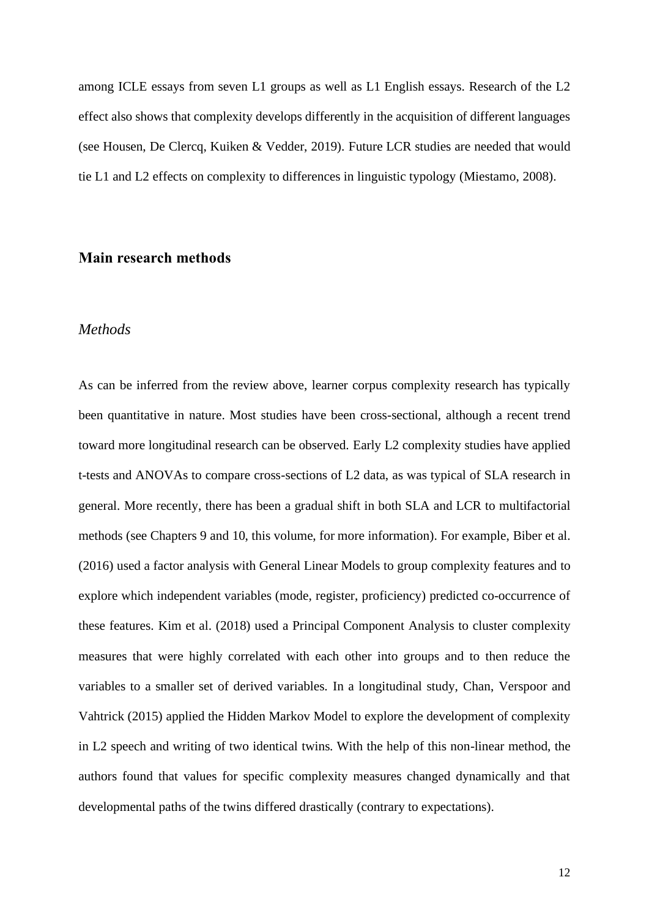among ICLE essays from seven L1 groups as well as L1 English essays. Research of the L2 effect also shows that complexity develops differently in the acquisition of different languages (see Housen, De Clercq, Kuiken & Vedder, 2019). Future LCR studies are needed that would tie L1 and L2 effects on complexity to differences in linguistic typology (Miestamo, 2008).

## Main research methods

### *Methods*

As can be inferred from the review above, learner corpus complexity research has typically been quantitative in nature. Most studies have been cross-sectional, although a recent trend toward more longitudinal research can be observed. Early L2 complexity studies have applied t-tests and ANOVAs to compare cross-sections of L2 data, as was typical of SLA research in general. More recently, there has been a gradual shift in both SLA and LCR to multifactorial methods (see Chapters 9 and 10, this volume, for more information). For example, Biber et al. (2016) used a factor analysis with General Linear Models to group complexity features and to explore which independent variables (mode, register, proficiency) predicted co-occurrence of these features. Kim et al. (2018) used a Principal Component Analysis to cluster complexity measures that were highly correlated with each other into groups and to then reduce the variables to a smaller set of derived variables. In a longitudinal study, Chan, Verspoor and Vahtrick (2015) applied the Hidden Markov Model to explore the development of complexity in L2 speech and writing of two identical twins. With the help of this non-linear method, the authors found that values for specific complexity measures changed dynamically and that developmental paths of the twins differed drastically (contrary to expectations).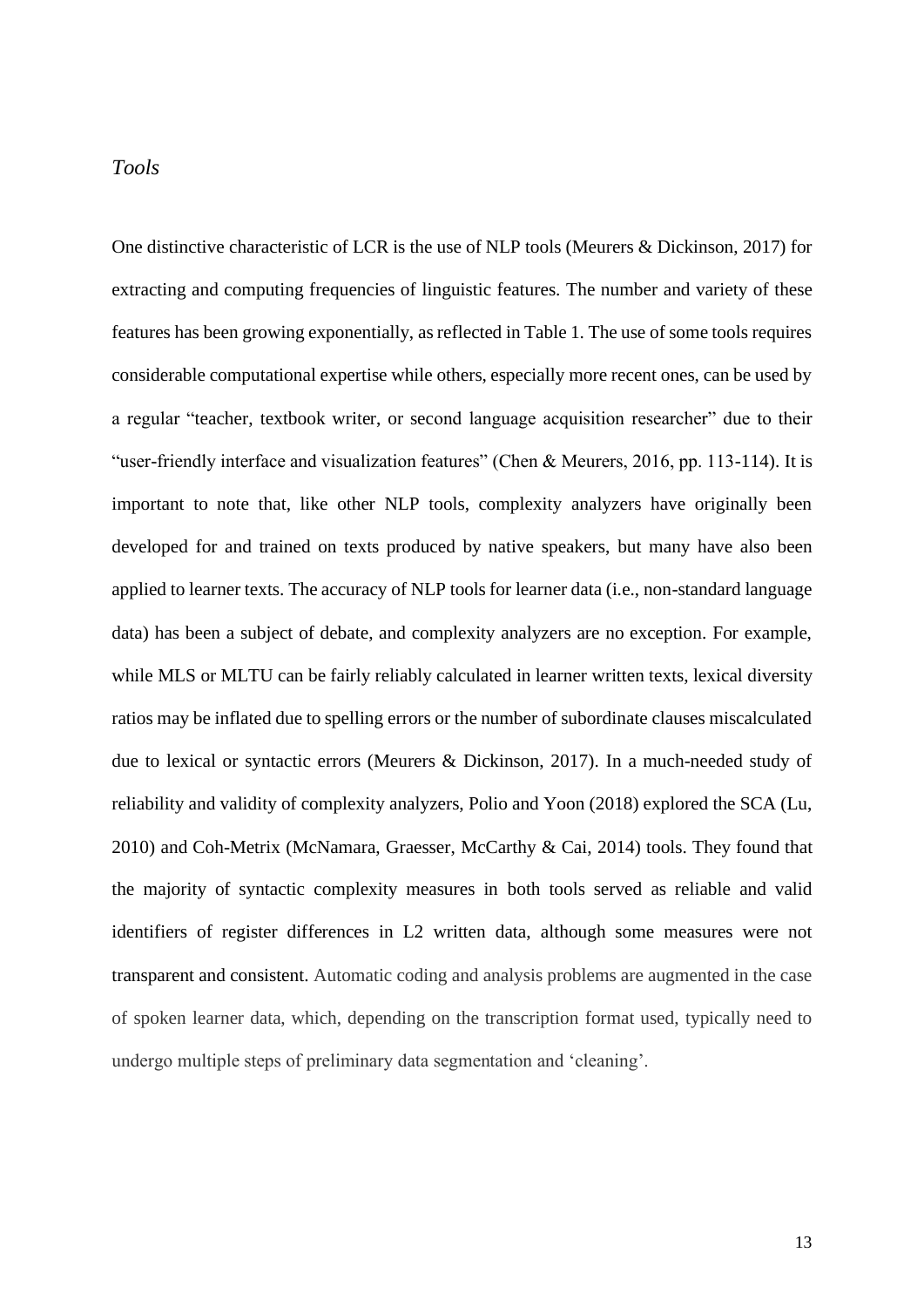### *Tools*

One distinctive characteristic of LCR is the use of NLP tools (Meurers & Dickinson, 2017) for extracting and computing frequencies of linguistic features. The number and variety of these features has been growing exponentially, as reflected in Table 1. The use of some tools requires considerable computational expertise while others, especially more recent ones, can be used by a regular "teacher, textbook writer, or second language acquisition researcher" due to their "user-friendly interface and visualization features" (Chen & Meurers, 2016, pp. 113-114). It is important to note that, like other NLP tools, complexity analyzers have originally been developed for and trained on texts produced by native speakers, but many have also been applied to learner texts. The accuracy of NLP tools for learner data (i.e., non-standard language data) has been a subject of debate, and complexity analyzers are no exception. For example, while MLS or MLTU can be fairly reliably calculated in learner written texts, lexical diversity ratios may be inflated due to spelling errors or the number of subordinate clauses miscalculated due to lexical or syntactic errors (Meurers & Dickinson, 2017). In a much-needed study of reliability and validity of complexity analyzers, Polio and Yoon (2018) explored the SCA (Lu, 2010) and Coh-Metrix (McNamara, Graesser, McCarthy & Cai, 2014) tools. They found that the majority of syntactic complexity measures in both tools served as reliable and valid identifiers of register differences in L2 written data, although some measures were not transparent and consistent. Automatic coding and analysis problems are augmented in the case of spoken learner data, which, depending on the transcription format used, typically need to undergo multiple steps of preliminary data segmentation and 'cleaning'.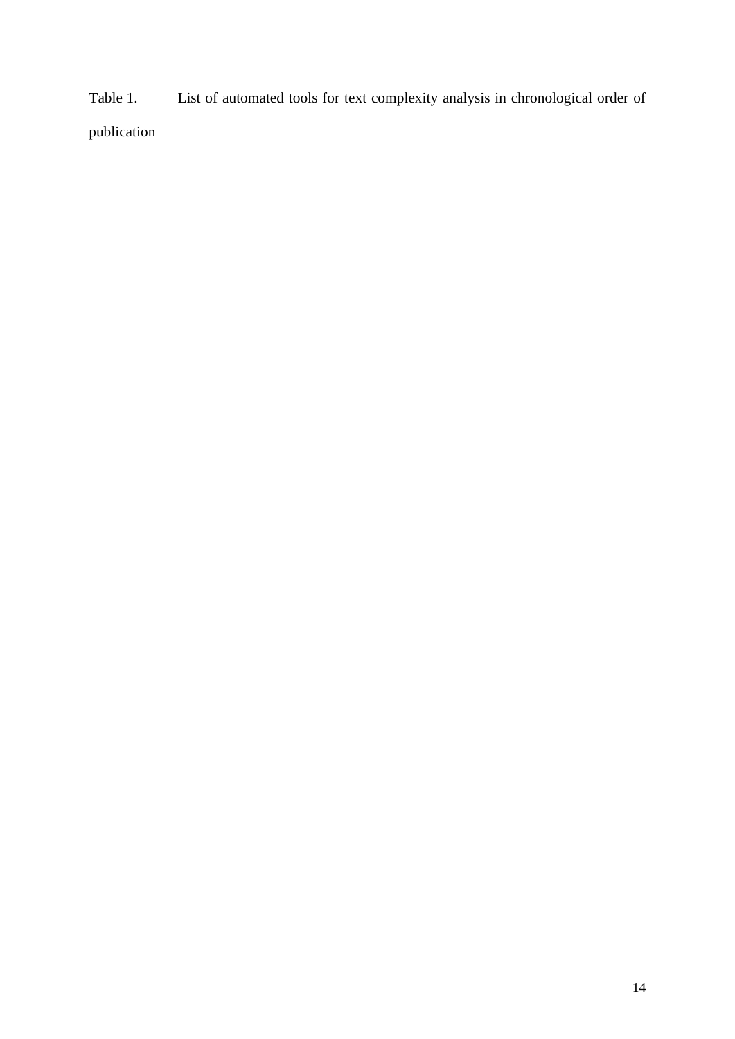Table 1. List of automated tools for text complexity analysis in chronological order of publication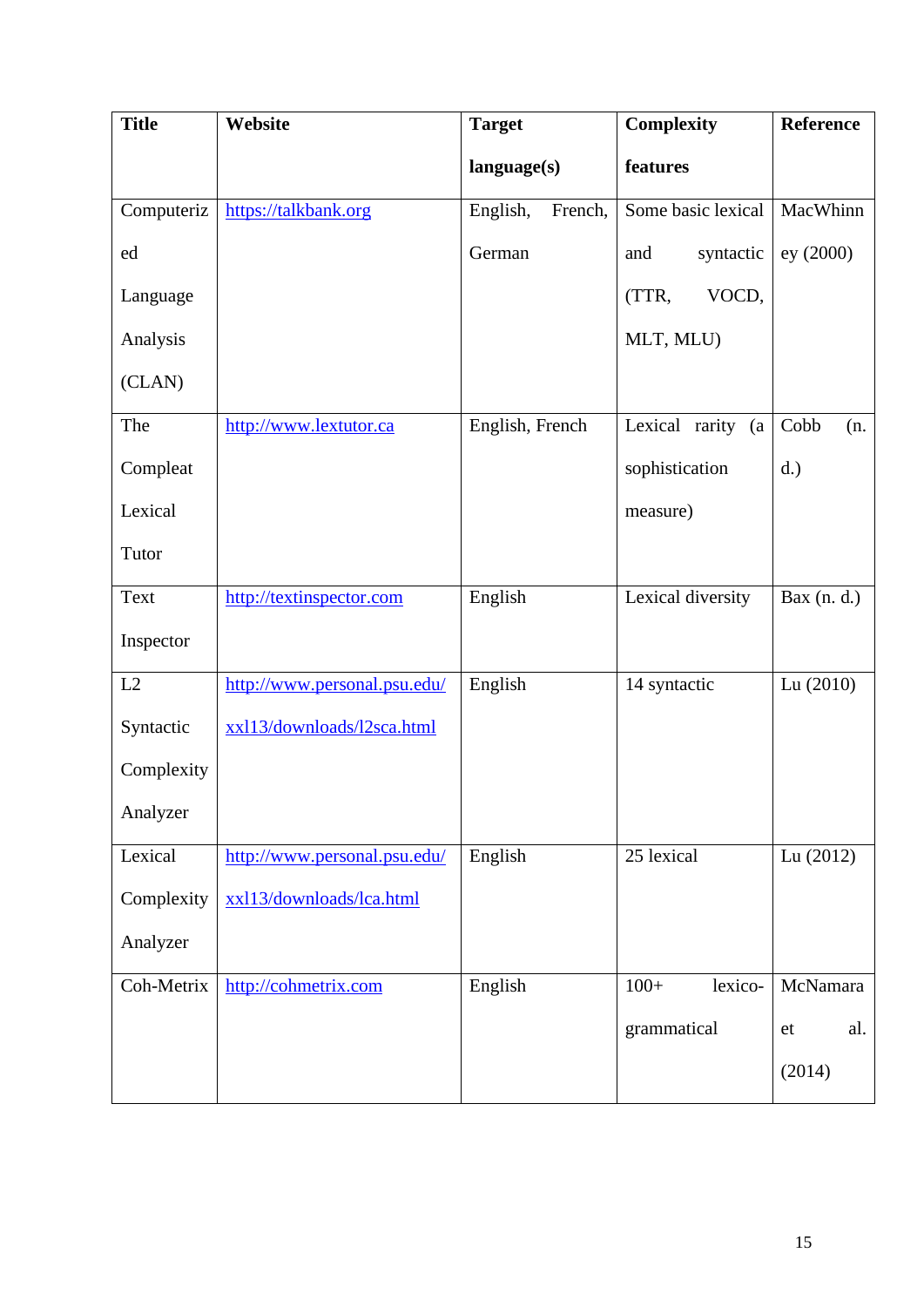| Title | Website | Target language(s) | Complexity features | Reference |
|---|---|---|---|---|
| Computerized Language Analysis (CLAN) | https://talkbank.org | English, French, German | Some basic lexical and syntactic (TTR, VOCD, MLT, MLU) | MacWhinney (2000) |
| The Compleat Lexical Tutor | http://www.lextutor.ca | English, French | Lexical rarity (a sophistication measure) | Cobb (n. d.) |
| Text Inspector | http://textinspector.com | English | Lexical diversity | Bax (n. d.) |
| L2 Syntactic Complexity Analyzer | http://www.personal.psu.edu/xxl13/downloads/l2sca.html | English | 14 syntactic | Lu (2010) |
| Lexical Complexity Analyzer | http://www.personal.psu.edu/xxl13/downloads/lca.html | English | 25 lexical | Lu (2012) |
| Coh-Metrix | http://cohmetrix.com | English | 100+ lexico-grammatical | McNamara et al. (2014) |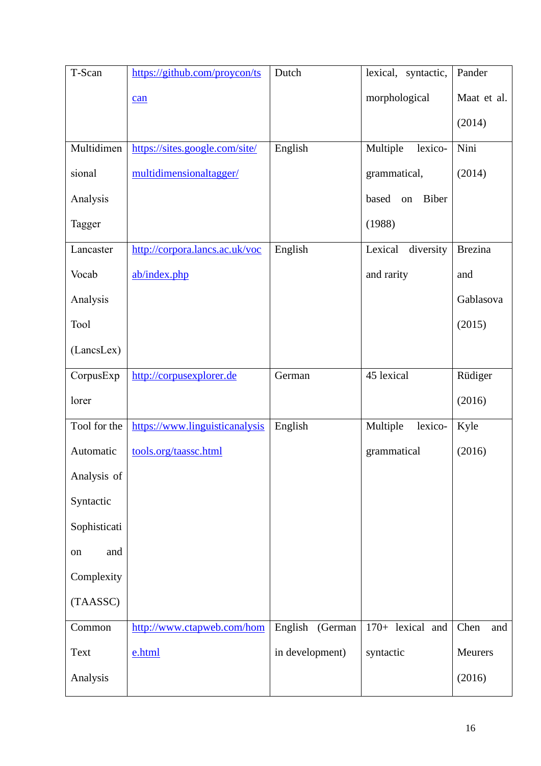| | | | | |
|---|---|---|---|---|
| T-Scan | https://github.com/proycon/tscan | Dutch | lexical, syntactic, morphological | Pander Maat et al. (2014) |
| Multidimensional Analysis Tagger | https://sites.google.com/site/multidimensionaltagger/ | English | Multiple lexico-grammatical, based on Biber (1988) | Nini (2014) |
| Lancaster Vocab Analysis Tool (LancsLex) | http://corpora.lancs.ac.uk/vocab/index.php | English | Lexical diversity and rarity | Brezina and Gablasova (2015) |
| CorpusExplorer | http://corpusexplorer.de | German | 45 lexical | Rüdiger (2016) |
| Tool for the Automatic Analysis of Syntactic Sophistication and Complexity (TAASSC) | https://www.linguisticanalysistools.org/taassc.html | English | Multiple lexico-grammatical | Kyle (2016) |
| Common Text Analysis | http://www.ctapweb.com/home.html | English (German in development) | 170+ lexical and syntactic | Chen and Meurers (2016) |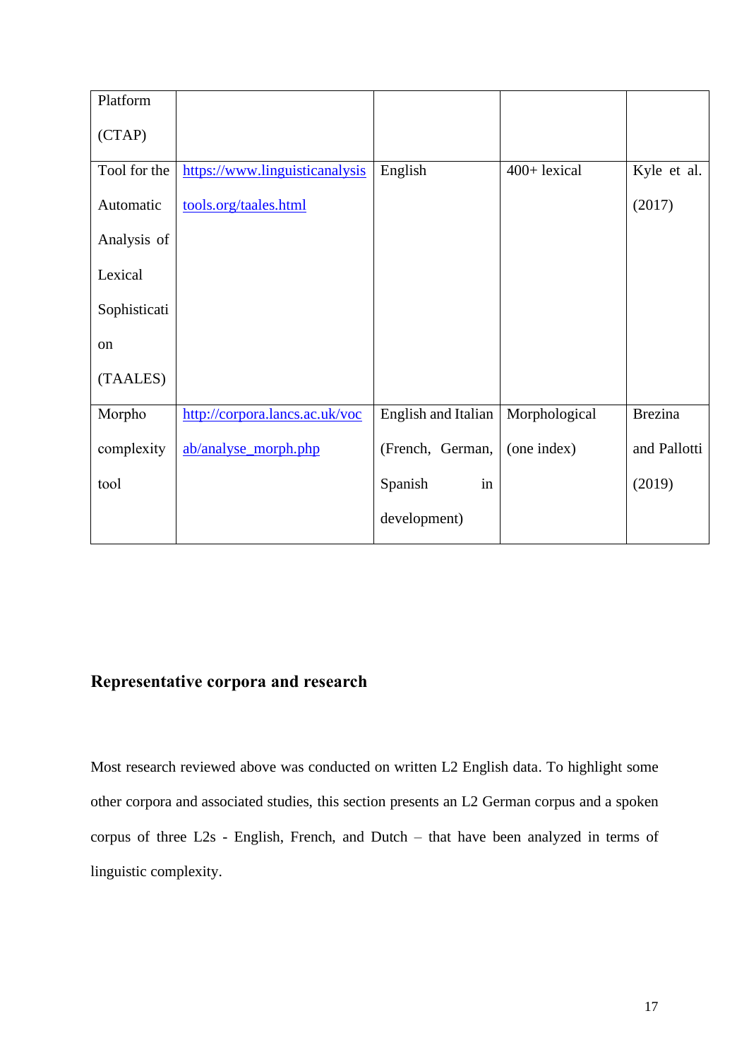| | | | | |
|---|---|---|---|---|
| Platform (CTAP) | | | | |
| Tool for the Automatic Analysis of Lexical Sophistication (TAALES) | https://www.linguisticanalysistools.org/taales.html | English | 400+ lexical | Kyle et al. (2017) |
| Morpho complexity tool | http://corpora.lancs.ac.uk/vocab/analyse_morph.php | English and Italian (French, German, Spanish in development) | Morphological (one index) | Brezina and Pallotti (2019) |

## Representative corpora and research

Most research reviewed above was conducted on written L2 English data. To highlight some other corpora and associated studies, this section presents an L2 German corpus and a spoken corpus of three L2s - English, French, and Dutch – that have been analyzed in terms of linguistic complexity.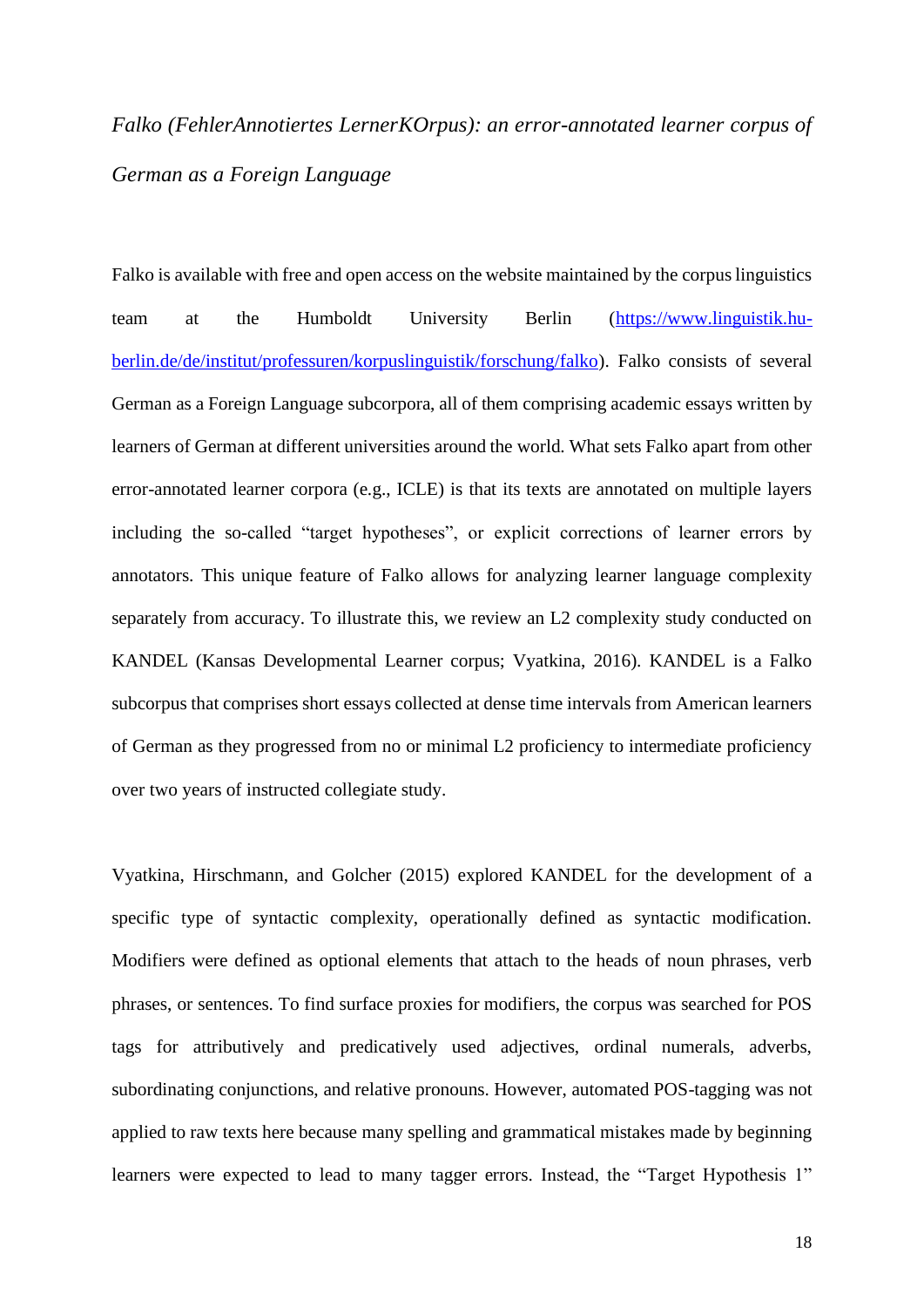*Falko (FehlerAnnotiertes LernerKOrpus): an error-annotated learner corpus of German as a Foreign Language*

Falko is available with free and open access on the website maintained by the corpus linguistics team at the Humboldt University Berlin (https://www.linguistik.hu-berlin.de/de/institut/professuren/korpuslinguistik/forschung/falko). Falko consists of several German as a Foreign Language subcorpora, all of them comprising academic essays written by learners of German at different universities around the world. What sets Falko apart from other error-annotated learner corpora (e.g., ICLE) is that its texts are annotated on multiple layers including the so-called "target hypotheses", or explicit corrections of learner errors by annotators. This unique feature of Falko allows for analyzing learner language complexity separately from accuracy. To illustrate this, we review an L2 complexity study conducted on KANDEL (Kansas Developmental Learner corpus; Vyatkina, 2016). KANDEL is a Falko subcorpus that comprises short essays collected at dense time intervals from American learners of German as they progressed from no or minimal L2 proficiency to intermediate proficiency over two years of instructed collegiate study.

Vyatkina, Hirschmann, and Golcher (2015) explored KANDEL for the development of a specific type of syntactic complexity, operationally defined as syntactic modification. Modifiers were defined as optional elements that attach to the heads of noun phrases, verb phrases, or sentences. To find surface proxies for modifiers, the corpus was searched for POS tags for attributively and predicatively used adjectives, ordinal numerals, adverbs, subordinating conjunctions, and relative pronouns. However, automated POS-tagging was not applied to raw texts here because many spelling and grammatical mistakes made by beginning learners were expected to lead to many tagger errors. Instead, the "Target Hypothesis 1"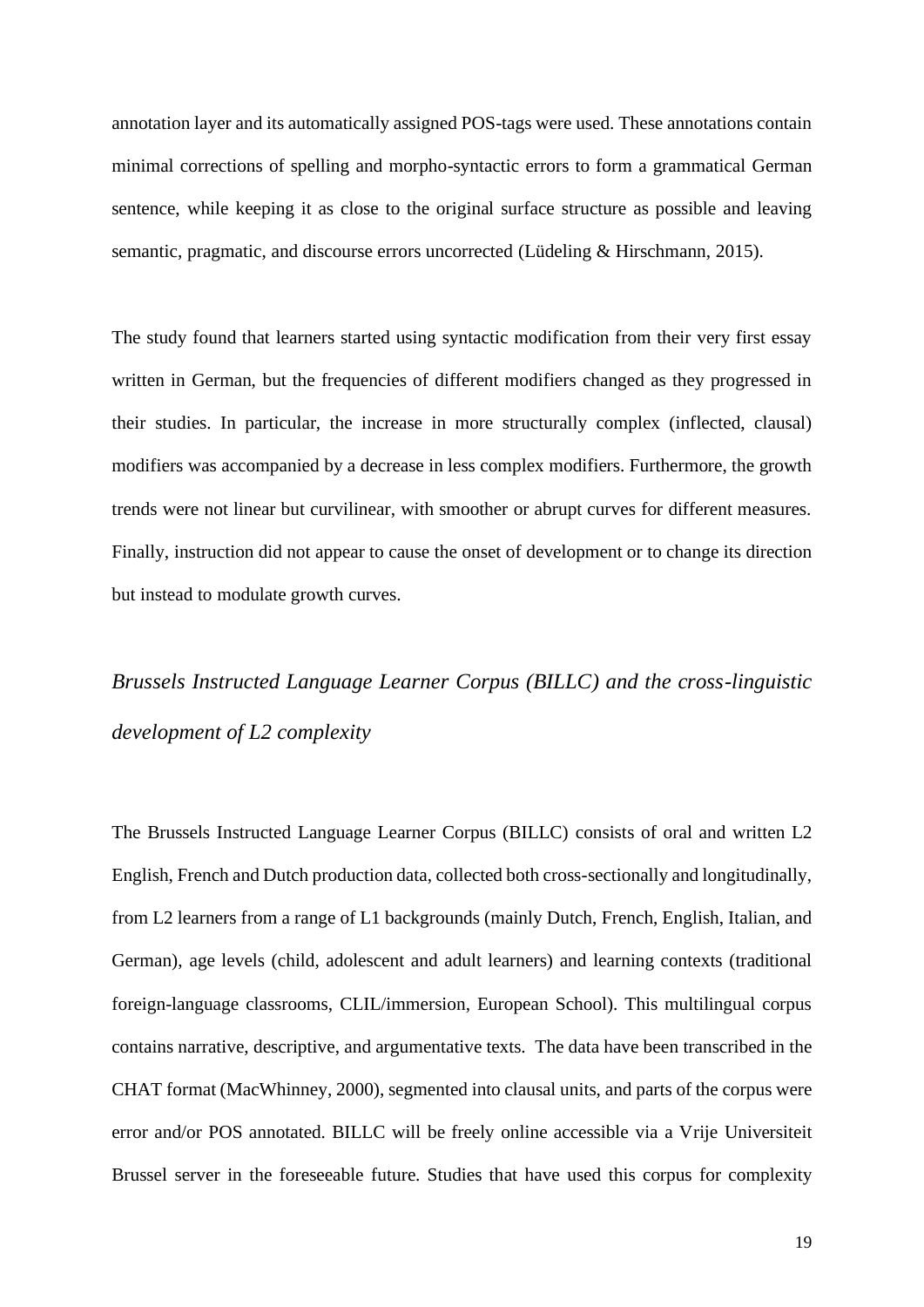annotation layer and its automatically assigned POS-tags were used. These annotations contain minimal corrections of spelling and morpho-syntactic errors to form a grammatical German sentence, while keeping it as close to the original surface structure as possible and leaving semantic, pragmatic, and discourse errors uncorrected (Lüdeling & Hirschmann, 2015).

The study found that learners started using syntactic modification from their very first essay written in German, but the frequencies of different modifiers changed as they progressed in their studies. In particular, the increase in more structurally complex (inflected, clausal) modifiers was accompanied by a decrease in less complex modifiers. Furthermore, the growth trends were not linear but curvilinear, with smoother or abrupt curves for different measures. Finally, instruction did not appear to cause the onset of development or to change its direction but instead to modulate growth curves.

### *Brussels Instructed Language Learner Corpus (BILLC) and the cross-linguistic development of L2 complexity*

The Brussels Instructed Language Learner Corpus (BILLC) consists of oral and written L2 English, French and Dutch production data, collected both cross-sectionally and longitudinally, from L2 learners from a range of L1 backgrounds (mainly Dutch, French, English, Italian, and German), age levels (child, adolescent and adult learners) and learning contexts (traditional foreign-language classrooms, CLIL/immersion, European School). This multilingual corpus contains narrative, descriptive, and argumentative texts. The data have been transcribed in the CHAT format (MacWhinney, 2000), segmented into clausal units, and parts of the corpus were error and/or POS annotated. BILLC will be freely online accessible via a Vrije Universiteit Brussel server in the foreseeable future. Studies that have used this corpus for complexity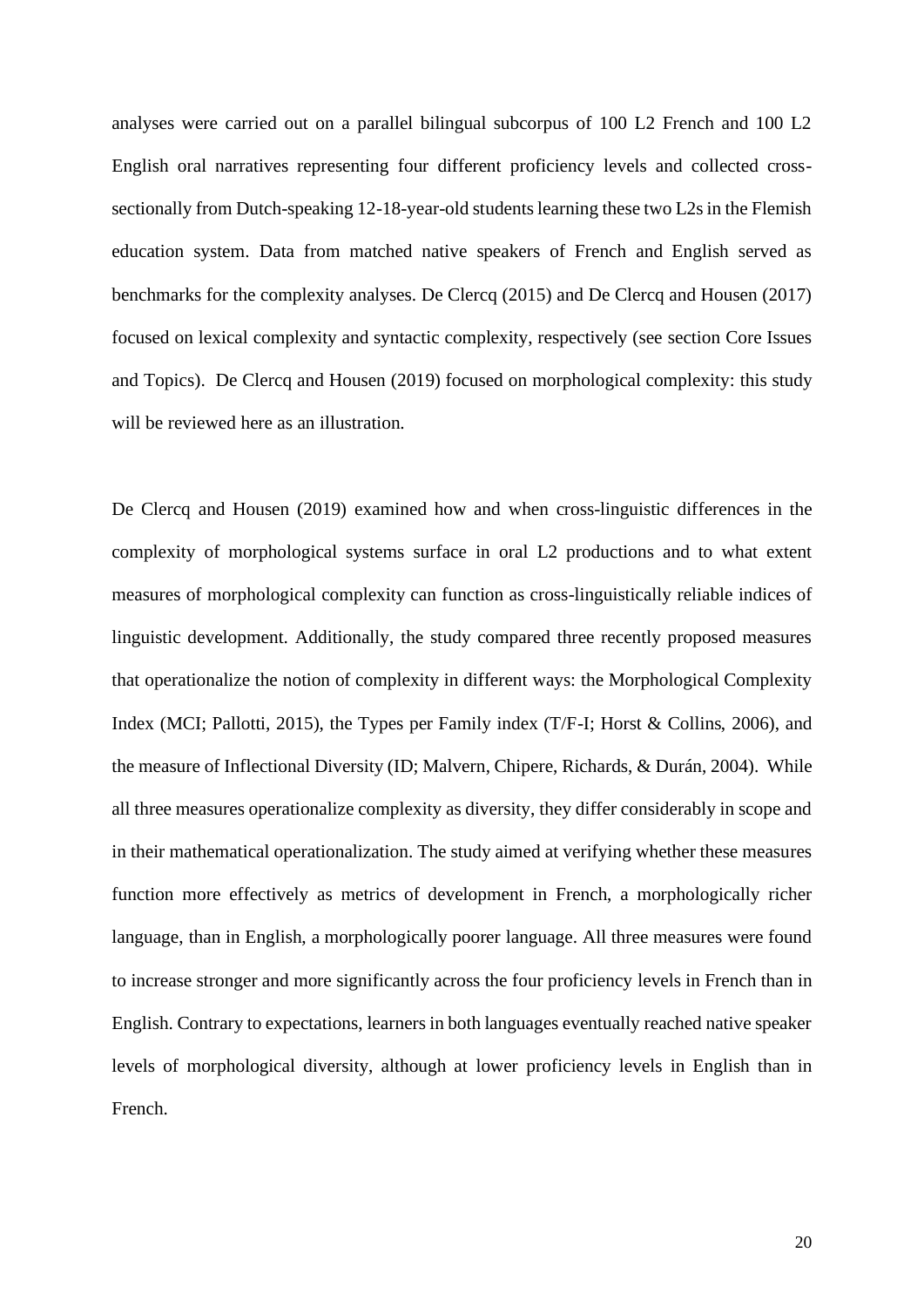analyses were carried out on a parallel bilingual subcorpus of 100 L2 French and 100 L2 English oral narratives representing four different proficiency levels and collected cross-sectionally from Dutch-speaking 12-18-year-old students learning these two L2s in the Flemish education system. Data from matched native speakers of French and English served as benchmarks for the complexity analyses. De Clercq (2015) and De Clercq and Housen (2017) focused on lexical complexity and syntactic complexity, respectively (see section Core Issues and Topics). De Clercq and Housen (2019) focused on morphological complexity: this study will be reviewed here as an illustration.

De Clercq and Housen (2019) examined how and when cross-linguistic differences in the complexity of morphological systems surface in oral L2 productions and to what extent measures of morphological complexity can function as cross-linguistically reliable indices of linguistic development. Additionally, the study compared three recently proposed measures that operationalize the notion of complexity in different ways: the Morphological Complexity Index (MCI; Pallotti, 2015), the Types per Family index (T/F-I; Horst & Collins, 2006), and the measure of Inflectional Diversity (ID; Malvern, Chipere, Richards, & Durán, 2004). While all three measures operationalize complexity as diversity, they differ considerably in scope and in their mathematical operationalization. The study aimed at verifying whether these measures function more effectively as metrics of development in French, a morphologically richer language, than in English, a morphologically poorer language. All three measures were found to increase stronger and more significantly across the four proficiency levels in French than in English. Contrary to expectations, learners in both languages eventually reached native speaker levels of morphological diversity, although at lower proficiency levels in English than in French.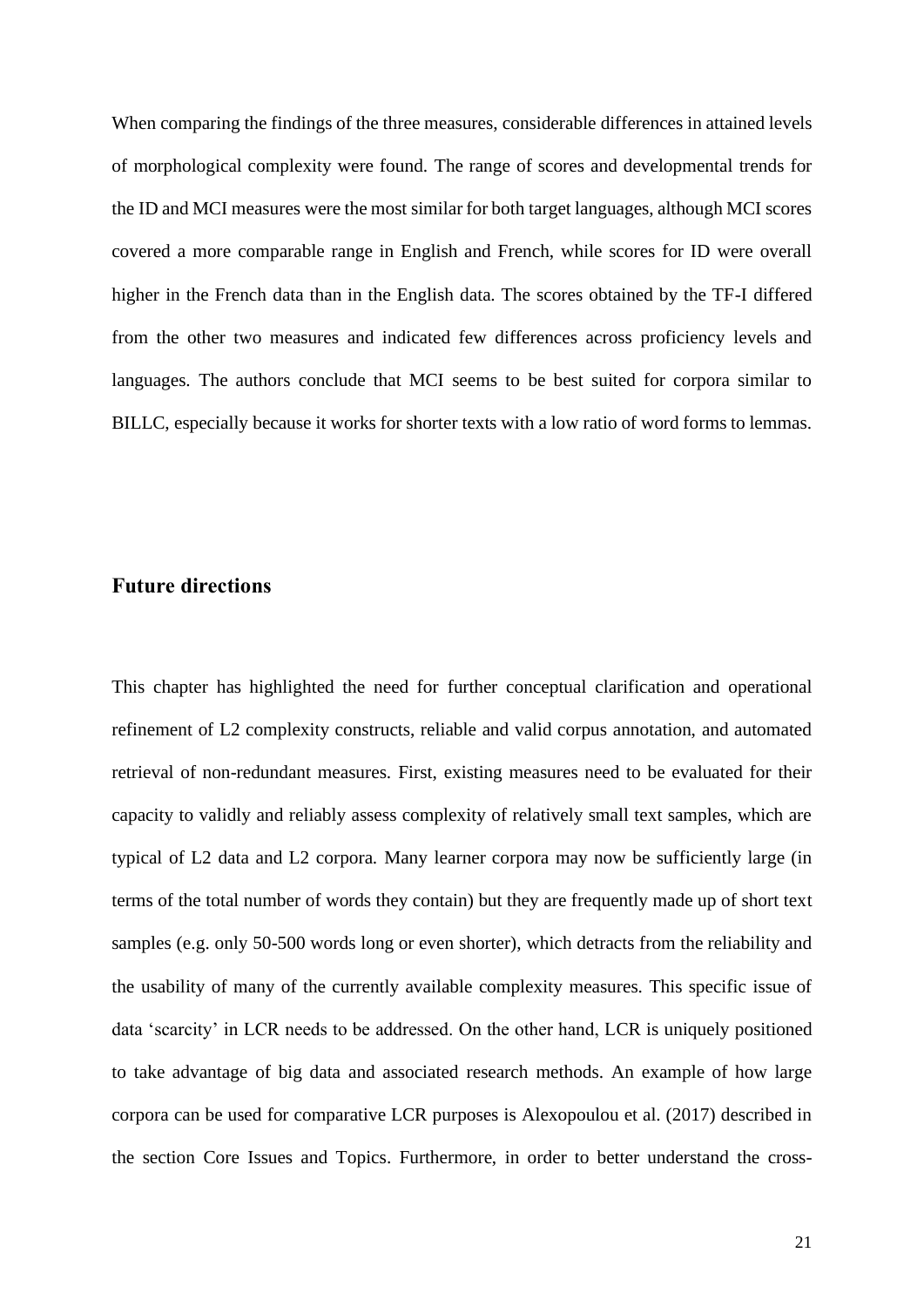When comparing the findings of the three measures, considerable differences in attained levels of morphological complexity were found. The range of scores and developmental trends for the ID and MCI measures were the most similar for both target languages, although MCI scores covered a more comparable range in English and French, while scores for ID were overall higher in the French data than in the English data. The scores obtained by the TF-I differed from the other two measures and indicated few differences across proficiency levels and languages. The authors conclude that MCI seems to be best suited for corpora similar to BILLC, especially because it works for shorter texts with a low ratio of word forms to lemmas.

## Future directions

This chapter has highlighted the need for further conceptual clarification and operational refinement of L2 complexity constructs, reliable and valid corpus annotation, and automated retrieval of non-redundant measures. First, existing measures need to be evaluated for their capacity to validly and reliably assess complexity of relatively small text samples, which are typical of L2 data and L2 corpora. Many learner corpora may now be sufficiently large (in terms of the total number of words they contain) but they are frequently made up of short text samples (e.g. only 50-500 words long or even shorter), which detracts from the reliability and the usability of many of the currently available complexity measures. This specific issue of data 'scarcity' in LCR needs to be addressed. On the other hand, LCR is uniquely positioned to take advantage of big data and associated research methods. An example of how large corpora can be used for comparative LCR purposes is Alexopoulou et al. (2017) described in the section Core Issues and Topics. Furthermore, in order to better understand the cross-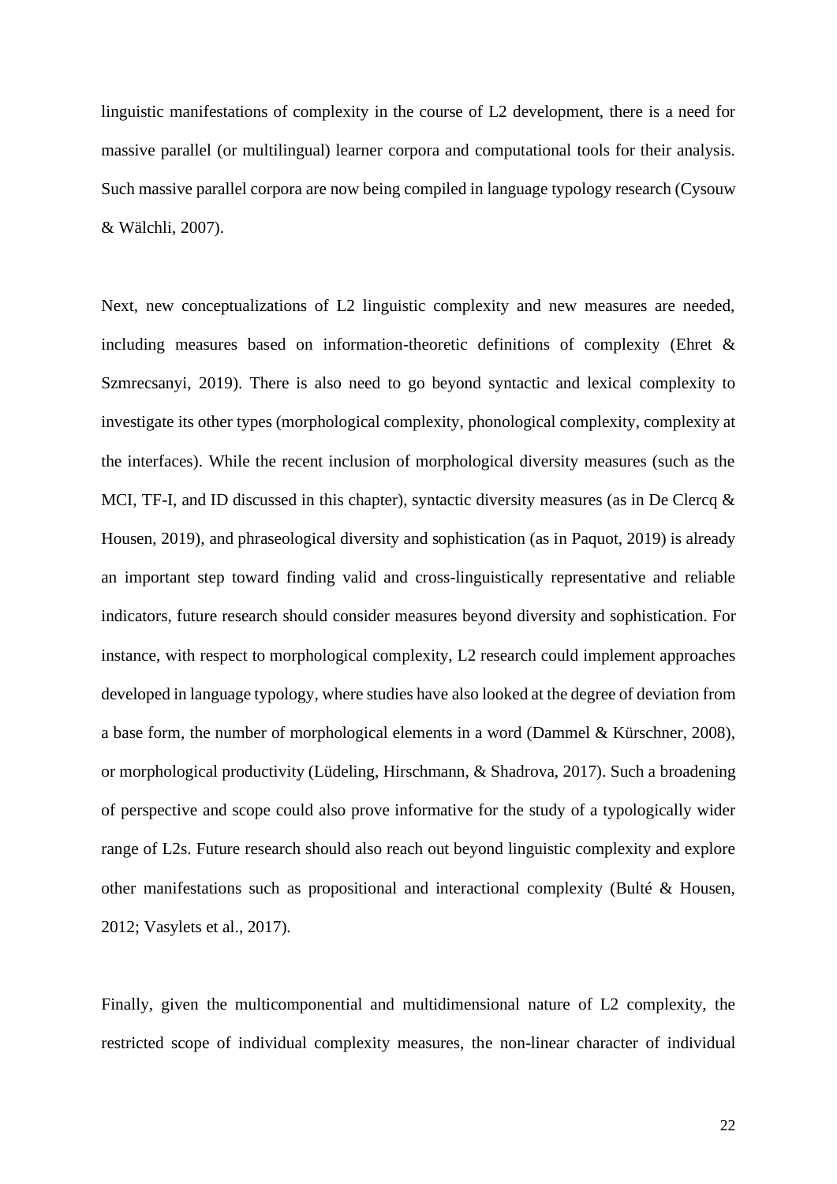linguistic manifestations of complexity in the course of L2 development, there is a need for massive parallel (or multilingual) learner corpora and computational tools for their analysis. Such massive parallel corpora are now being compiled in language typology research (Cysouw & Wälchli, 2007).

Next, new conceptualizations of L2 linguistic complexity and new measures are needed, including measures based on information-theoretic definitions of complexity (Ehret & Szmrecsanyi, 2019). There is also need to go beyond syntactic and lexical complexity to investigate its other types (morphological complexity, phonological complexity, complexity at the interfaces). While the recent inclusion of morphological diversity measures (such as the MCI, TF-I, and ID discussed in this chapter), syntactic diversity measures (as in De Clercq & Housen, 2019), and phraseological diversity and sophistication (as in Paquot, 2019) is already an important step toward finding valid and cross-linguistically representative and reliable indicators, future research should consider measures beyond diversity and sophistication. For instance, with respect to morphological complexity, L2 research could implement approaches developed in language typology, where studies have also looked at the degree of deviation from a base form, the number of morphological elements in a word (Dammel & Kürschner, 2008), or morphological productivity (Lüdeling, Hirschmann, & Shadrova, 2017). Such a broadening of perspective and scope could also prove informative for the study of a typologically wider range of L2s. Future research should also reach out beyond linguistic complexity and explore other manifestations such as propositional and interactional complexity (Bulté & Housen, 2012; Vasylets et al., 2017).

Finally, given the multicomponential and multidimensional nature of L2 complexity, the restricted scope of individual complexity measures, the non-linear character of individual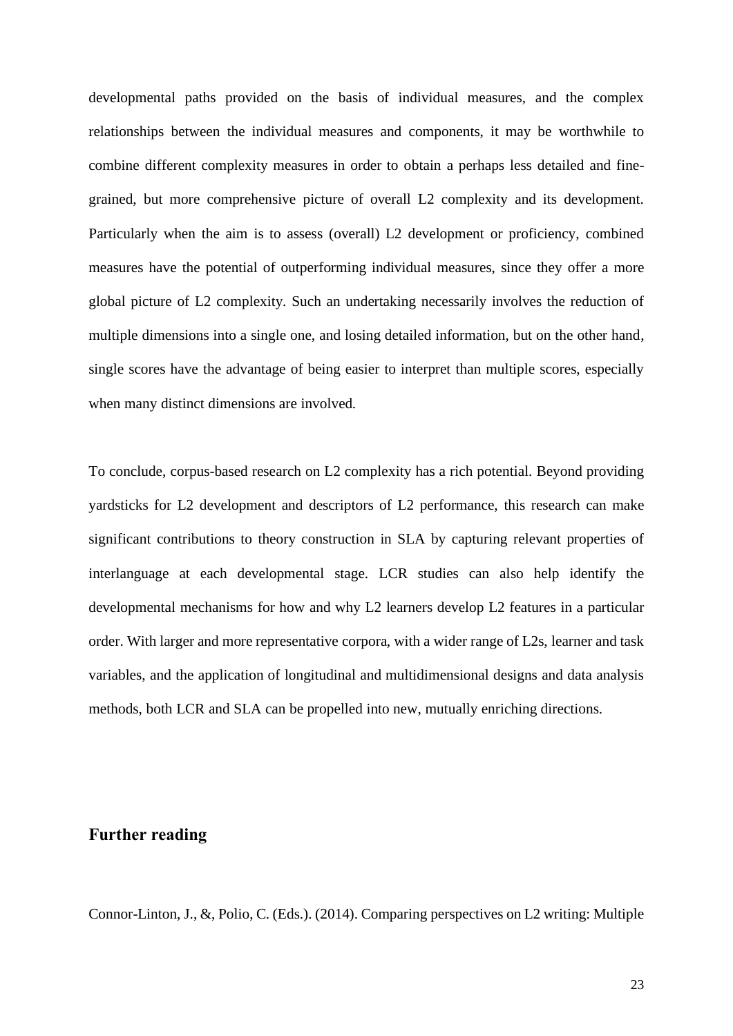developmental paths provided on the basis of individual measures, and the complex relationships between the individual measures and components, it may be worthwhile to combine different complexity measures in order to obtain a perhaps less detailed and fine-grained, but more comprehensive picture of overall L2 complexity and its development. Particularly when the aim is to assess (overall) L2 development or proficiency, combined measures have the potential of outperforming individual measures, since they offer a more global picture of L2 complexity. Such an undertaking necessarily involves the reduction of multiple dimensions into a single one, and losing detailed information, but on the other hand, single scores have the advantage of being easier to interpret than multiple scores, especially when many distinct dimensions are involved.

To conclude, corpus-based research on L2 complexity has a rich potential. Beyond providing yardsticks for L2 development and descriptors of L2 performance, this research can make significant contributions to theory construction in SLA by capturing relevant properties of interlanguage at each developmental stage. LCR studies can also help identify the developmental mechanisms for how and why L2 learners develop L2 features in a particular order. With larger and more representative corpora, with a wider range of L2s, learner and task variables, and the application of longitudinal and multidimensional designs and data analysis methods, both LCR and SLA can be propelled into new, mutually enriching directions.

## Further reading

Connor-Linton, J., &, Polio, C. (Eds.). (2014). Comparing perspectives on L2 writing: Multiple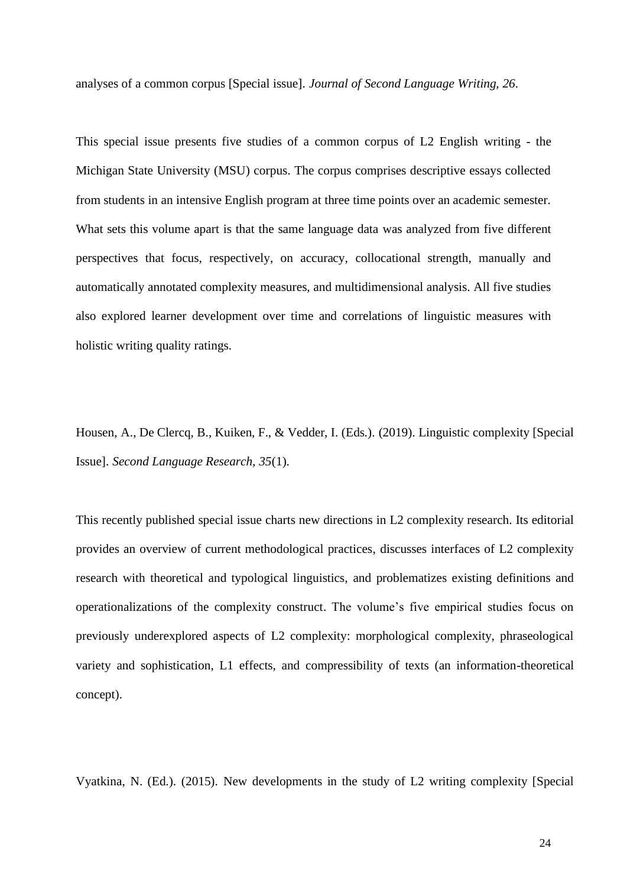analyses of a common corpus [Special issue]. *Journal of Second Language Writing, 26*.

This special issue presents five studies of a common corpus of L2 English writing - the Michigan State University (MSU) corpus. The corpus comprises descriptive essays collected from students in an intensive English program at three time points over an academic semester. What sets this volume apart is that the same language data was analyzed from five different perspectives that focus, respectively, on accuracy, collocational strength, manually and automatically annotated complexity measures, and multidimensional analysis. All five studies also explored learner development over time and correlations of linguistic measures with holistic writing quality ratings.

Housen, A., De Clercq, B., Kuiken, F., & Vedder, I. (Eds.). (2019). Linguistic complexity [Special Issue]. *Second Language Research, 35*(1).

This recently published special issue charts new directions in L2 complexity research. Its editorial provides an overview of current methodological practices, discusses interfaces of L2 complexity research with theoretical and typological linguistics, and problematizes existing definitions and operationalizations of the complexity construct. The volume's five empirical studies focus on previously underexplored aspects of L2 complexity: morphological complexity, phraseological variety and sophistication, L1 effects, and compressibility of texts (an information-theoretical concept).

Vyatkina, N. (Ed.). (2015). New developments in the study of L2 writing complexity [Special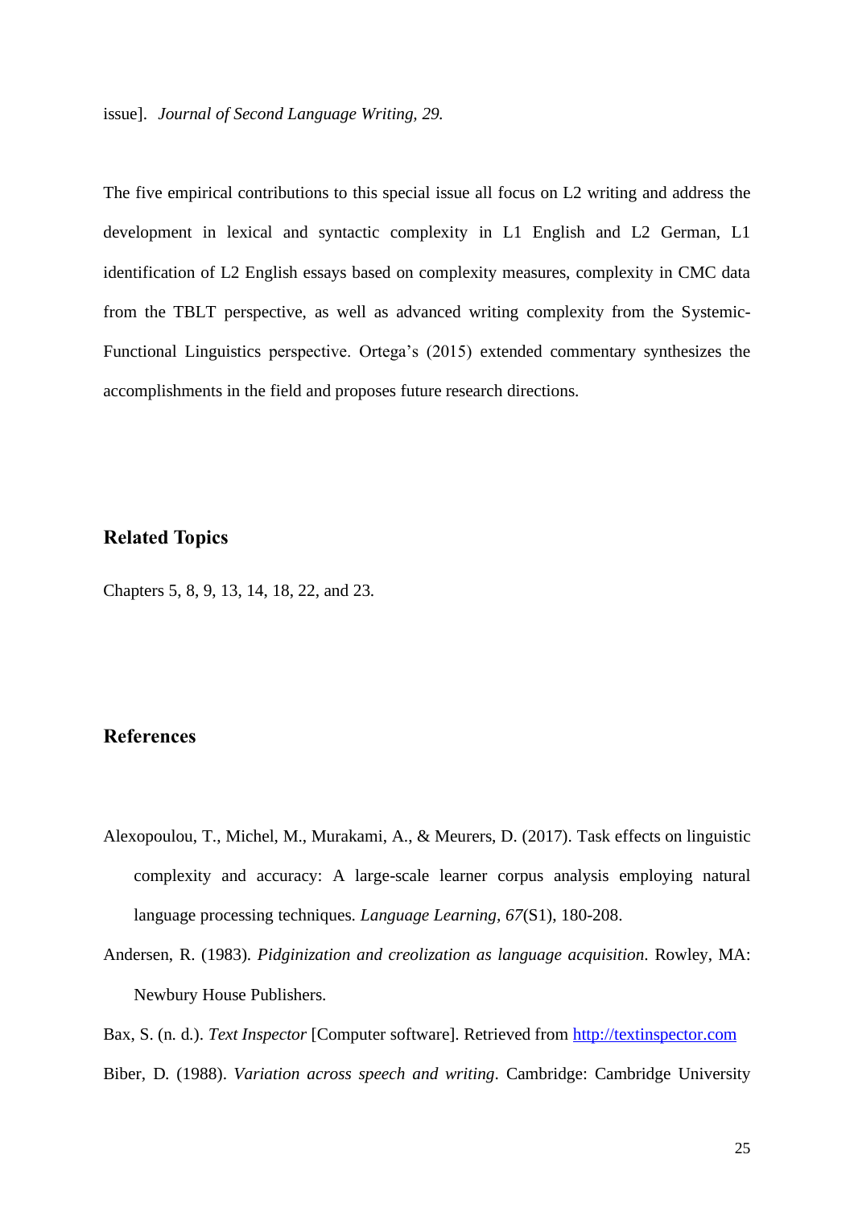issue]. *Journal of Second Language Writing, 29.*

The five empirical contributions to this special issue all focus on L2 writing and address the development in lexical and syntactic complexity in L1 English and L2 German, L1 identification of L2 English essays based on complexity measures, complexity in CMC data from the TBLT perspective, as well as advanced writing complexity from the Systemic-Functional Linguistics perspective. Ortega's (2015) extended commentary synthesizes the accomplishments in the field and proposes future research directions.

## Related Topics

Chapters 5, 8, 9, 13, 14, 18, 22, and 23.

## References

Alexopoulou, T., Michel, M., Murakami, A., & Meurers, D. (2017). Task effects on linguistic complexity and accuracy: A large-scale learner corpus analysis employing natural language processing techniques. *Language Learning, 67*(S1), 180-208.

Andersen, R. (1983). *Pidginization and creolization as language acquisition*. Rowley, MA: Newbury House Publishers.

Bax, S. (n. d.). *Text Inspector* [Computer software]. Retrieved from http://textinspector.com

Biber, D. (1988). *Variation across speech and writing*. Cambridge: Cambridge University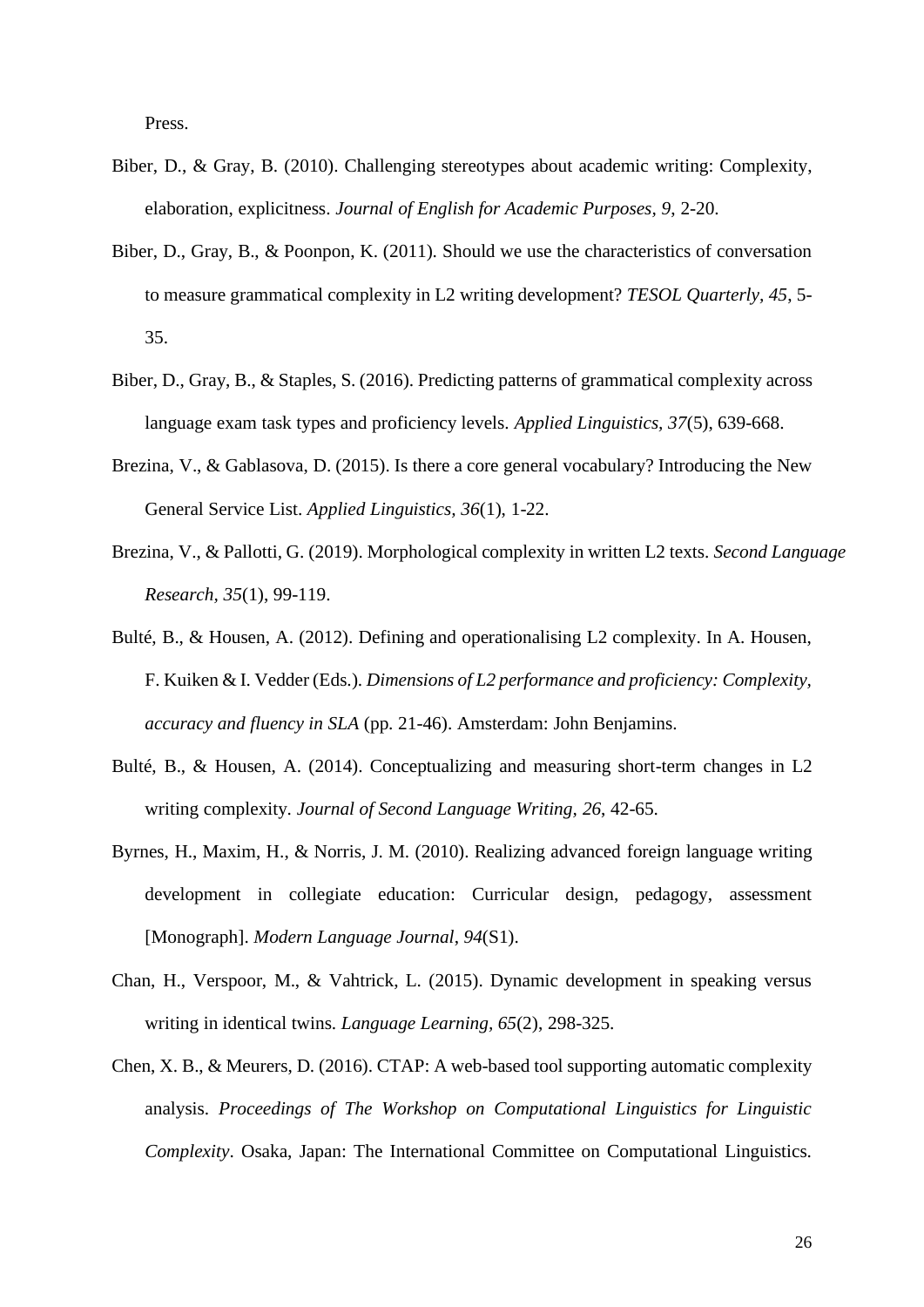Press.

Biber, D., & Gray, B. (2010). Challenging stereotypes about academic writing: Complexity, elaboration, explicitness. *Journal of English for Academic Purposes*, *9*, 2-20.

Biber, D., Gray, B., & Poonpon, K. (2011). Should we use the characteristics of conversation to measure grammatical complexity in L2 writing development? *TESOL Quarterly, 45*, 5-35.

Biber, D., Gray, B., & Staples, S. (2016). Predicting patterns of grammatical complexity across language exam task types and proficiency levels. *Applied Linguistics, 37*(5), 639-668.

Brezina, V., & Gablasova, D. (2015). Is there a core general vocabulary? Introducing the New General Service List. *Applied Linguistics, 36*(1), 1-22.

Brezina, V., & Pallotti, G. (2019). Morphological complexity in written L2 texts. *Second Language Research, 35*(1), 99-119.

Bulté, B., & Housen, A. (2012). Defining and operationalising L2 complexity. In A. Housen, F. Kuiken & I. Vedder (Eds.). *Dimensions of L2 performance and proficiency: Complexity, accuracy and fluency in SLA* (pp. 21-46). Amsterdam: John Benjamins.

Bulté, B., & Housen, A. (2014). Conceptualizing and measuring short-term changes in L2 writing complexity. *Journal of Second Language Writing, 26*, 42-65.

Byrnes, H., Maxim, H., & Norris, J. M. (2010). Realizing advanced foreign language writing development in collegiate education: Curricular design, pedagogy, assessment [Monograph]. *Modern Language Journal*, *94*(S1).

Chan, H., Verspoor, M., & Vahtrick, L. (2015). Dynamic development in speaking versus writing in identical twins. *Language Learning, 65*(2), 298-325.

Chen, X. B., & Meurers, D. (2016). CTAP: A web-based tool supporting automatic complexity analysis. *Proceedings of The Workshop on Computational Linguistics for Linguistic Complexity*. Osaka, Japan: The International Committee on Computational Linguistics.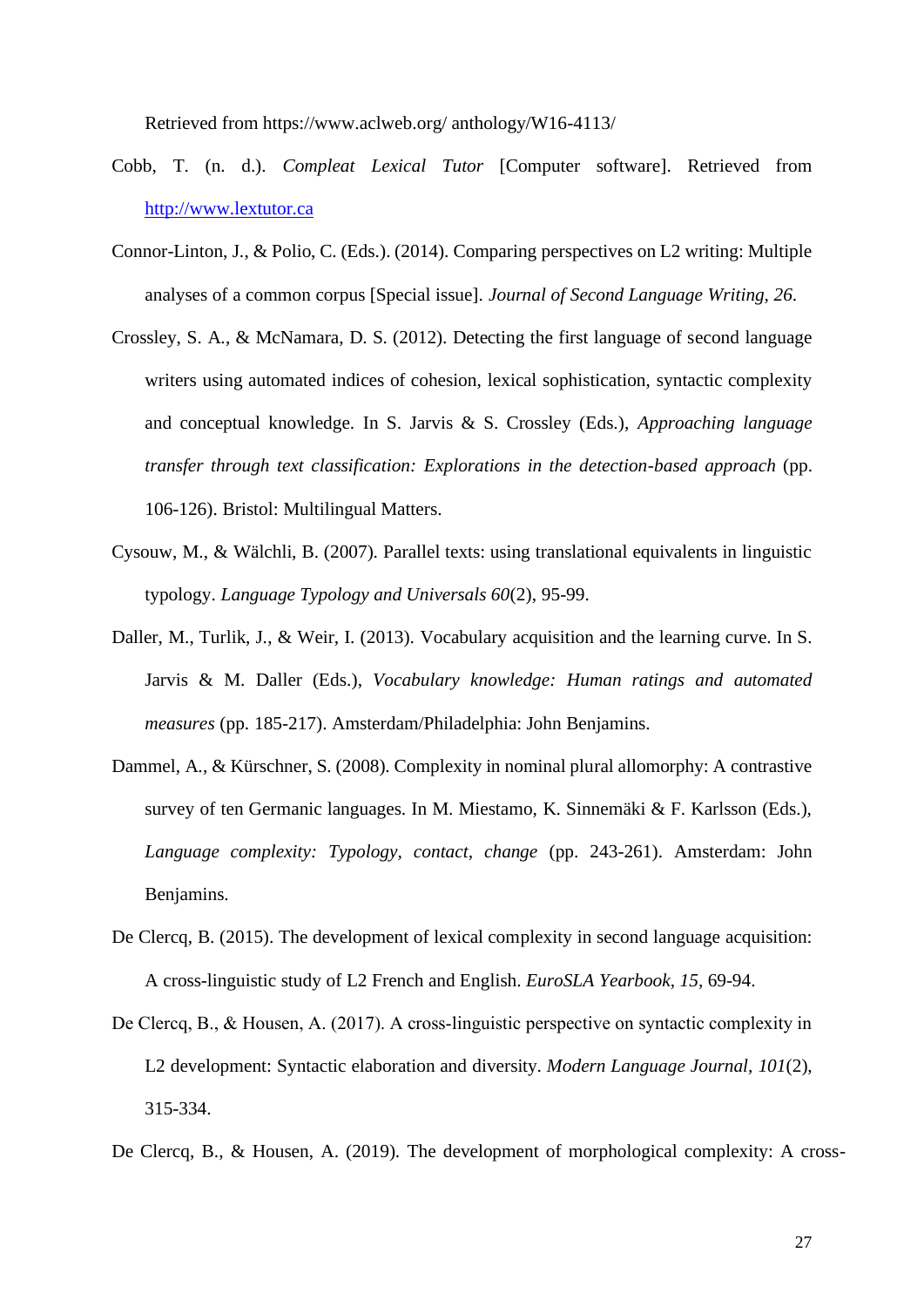Retrieved from https://www.aclweb.org/ anthology/W16-4113/

Cobb, T. (n. d.). *Compleat Lexical Tutor* [Computer software]. Retrieved from http://www.lextutor.ca

Connor-Linton, J., & Polio, C. (Eds.). (2014). Comparing perspectives on L2 writing: Multiple analyses of a common corpus [Special issue]. *Journal of Second Language Writing, 26*.

Crossley, S. A., & McNamara, D. S. (2012). Detecting the first language of second language writers using automated indices of cohesion, lexical sophistication, syntactic complexity and conceptual knowledge. In S. Jarvis & S. Crossley (Eds.), *Approaching language transfer through text classification: Explorations in the detection-based approach* (pp. 106-126). Bristol: Multilingual Matters.

Cysouw, M., & Wälchli, B. (2007). Parallel texts: using translational equivalents in linguistic typology. *Language Typology and Universals 60*(2), 95-99.

Daller, M., Turlik, J., & Weir, I. (2013). Vocabulary acquisition and the learning curve. In S. Jarvis & M. Daller (Eds.), *Vocabulary knowledge: Human ratings and automated measures* (pp. 185-217). Amsterdam/Philadelphia: John Benjamins.

Dammel, A., & Kürschner, S. (2008). Complexity in nominal plural allomorphy: A contrastive survey of ten Germanic languages. In M. Miestamo, K. Sinnemäki & F. Karlsson (Eds.), *Language complexity: Typology, contact, change* (pp. 243-261). Amsterdam: John Benjamins.

De Clercq, B. (2015). The development of lexical complexity in second language acquisition: A cross-linguistic study of L2 French and English. *EuroSLA Yearbook, 15,* 69-94.

De Clercq, B., & Housen, A. (2017). A cross-linguistic perspective on syntactic complexity in L2 development: Syntactic elaboration and diversity. *Modern Language Journal, 101*(2), 315-334.

De Clercq, B., & Housen, A. (2019). The development of morphological complexity: A cross-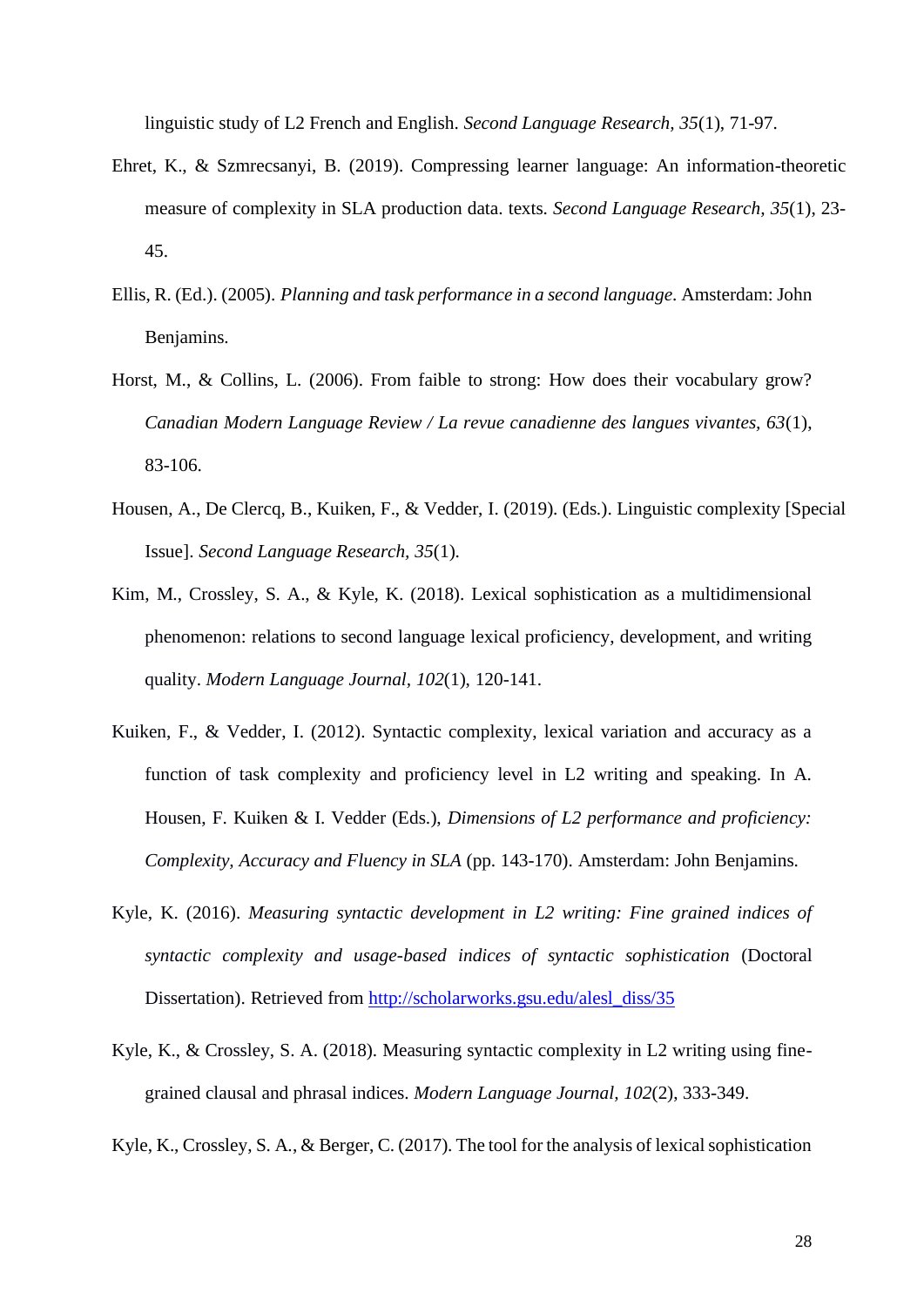linguistic study of L2 French and English. *Second Language Research, 35*(1), 71-97.

Ehret, K., & Szmrecsanyi, B. (2019). Compressing learner language: An information-theoretic measure of complexity in SLA production data. texts. *Second Language Research, 35*(1), 23-45.

Ellis, R. (Ed.). (2005). *Planning and task performance in a second language*. Amsterdam: John Benjamins.

Horst, M., & Collins, L. (2006). From faible to strong: How does their vocabulary grow? *Canadian Modern Language Review / La revue canadienne des langues vivantes, 63*(1), 83-106.

Housen, A., De Clercq, B., Kuiken, F., & Vedder, I. (2019). (Eds.). Linguistic complexity [Special Issue]. *Second Language Research, 35*(1).

Kim, M., Crossley, S. A., & Kyle, K. (2018). Lexical sophistication as a multidimensional phenomenon: relations to second language lexical proficiency, development, and writing quality. *Modern Language Journal, 102*(1), 120-141.

Kuiken, F., & Vedder, I. (2012). Syntactic complexity, lexical variation and accuracy as a function of task complexity and proficiency level in L2 writing and speaking. In A. Housen, F. Kuiken & I. Vedder (Eds.), *Dimensions of L2 performance and proficiency: Complexity, Accuracy and Fluency in SLA* (pp. 143-170). Amsterdam: John Benjamins.

Kyle, K. (2016). *Measuring syntactic development in L2 writing: Fine grained indices of syntactic complexity and usage-based indices of syntactic sophistication* (Doctoral Dissertation). Retrieved from http://scholarworks.gsu.edu/alesl_diss/35

Kyle, K., & Crossley, S. A. (2018). Measuring syntactic complexity in L2 writing using fine-grained clausal and phrasal indices. *Modern Language Journal, 102*(2), 333-349.

Kyle, K., Crossley, S. A., & Berger, C. (2017). The tool for the analysis of lexical sophistication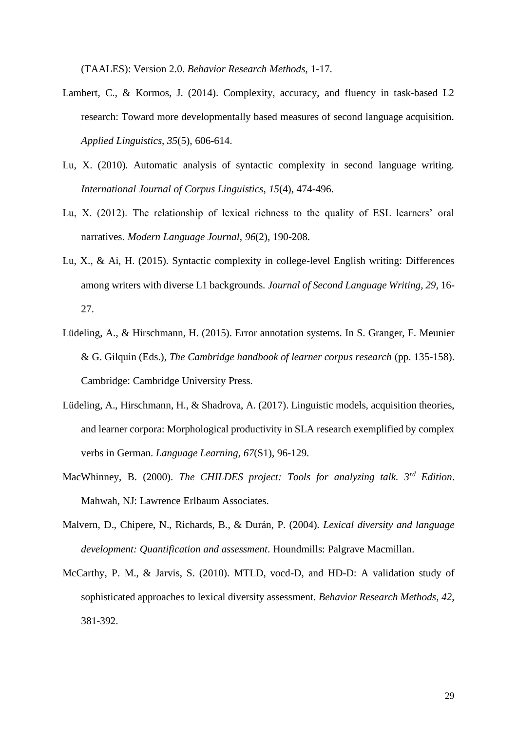(TAALES): Version 2.0. *Behavior Research Methods*, 1-17.

Lambert, C., & Kormos, J. (2014). Complexity, accuracy, and fluency in task-based L2 research: Toward more developmentally based measures of second language acquisition. *Applied Linguistics*, *35*(5), 606-614.

Lu, X. (2010). Automatic analysis of syntactic complexity in second language writing. *International Journal of Corpus Linguistics*, *15*(4), 474-496.

Lu, X. (2012). The relationship of lexical richness to the quality of ESL learners' oral narratives. *Modern Language Journal*, *96*(2), 190-208.

Lu, X., & Ai, H. (2015). Syntactic complexity in college-level English writing: Differences among writers with diverse L1 backgrounds. *Journal of Second Language Writing*, *29*, 16-27.

Lüdeling, A., & Hirschmann, H. (2015). Error annotation systems. In S. Granger, F. Meunier & G. Gilquin (Eds.), *The Cambridge handbook of learner corpus research* (pp. 135-158). Cambridge: Cambridge University Press.

Lüdeling, A., Hirschmann, H., & Shadrova, A. (2017). Linguistic models, acquisition theories, and learner corpora: Morphological productivity in SLA research exemplified by complex verbs in German. *Language Learning*, *67*(S1), 96-129.

MacWhinney, B. (2000). *The CHILDES project: Tools for analyzing talk. 3rd Edition*. Mahwah, NJ: Lawrence Erlbaum Associates.

Malvern, D., Chipere, N., Richards, B., & Durán, P. (2004). *Lexical diversity and language development: Quantification and assessment*. Houndmills: Palgrave Macmillan.

McCarthy, P. M., & Jarvis, S. (2010). MTLD, vocd-D, and HD-D: A validation study of sophisticated approaches to lexical diversity assessment. *Behavior Research Methods*, *42*, 381-392.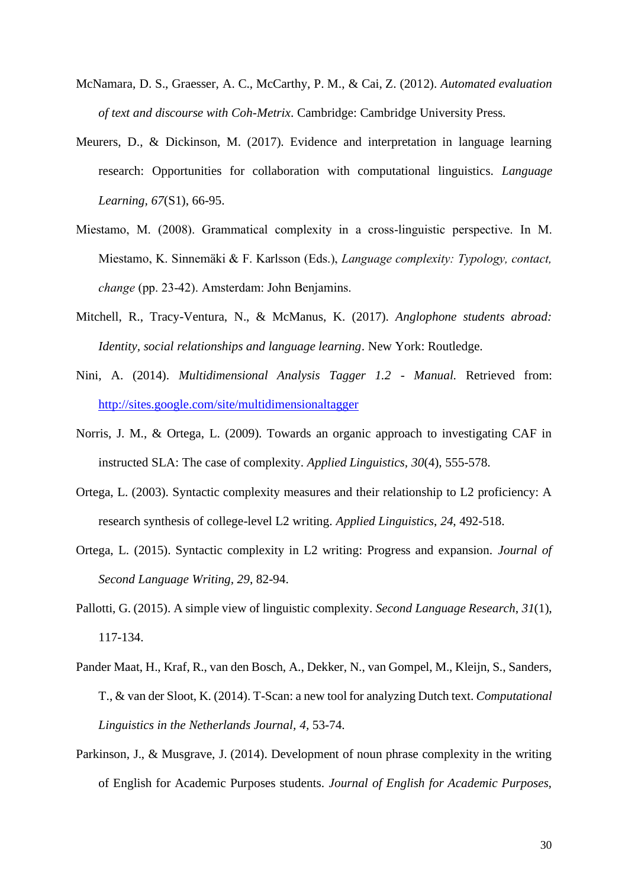McNamara, D. S., Graesser, A. C., McCarthy, P. M., & Cai, Z. (2012). *Automated evaluation of text and discourse with Coh-Metrix*. Cambridge: Cambridge University Press.

Meurers, D., & Dickinson, M. (2017). Evidence and interpretation in language learning research: Opportunities for collaboration with computational linguistics. *Language Learning*, *67*(S1), 66-95.

Miestamo, M. (2008). Grammatical complexity in a cross-linguistic perspective. In M. Miestamo, K. Sinnemäki & F. Karlsson (Eds.), *Language complexity: Typology, contact, change* (pp. 23-42). Amsterdam: John Benjamins.

Mitchell, R., Tracy-Ventura, N., & McManus, K. (2017). *Anglophone students abroad: Identity, social relationships and language learning*. New York: Routledge.

Nini, A. (2014). *Multidimensional Analysis Tagger 1.2 - Manual*. Retrieved from: http://sites.google.com/site/multidimensionaltagger

Norris, J. M., & Ortega, L. (2009). Towards an organic approach to investigating CAF in instructed SLA: The case of complexity. *Applied Linguistics*, *30*(4), 555-578.

Ortega, L. (2003). Syntactic complexity measures and their relationship to L2 proficiency: A research synthesis of college-level L2 writing. *Applied Linguistics*, *24*, 492-518.

Ortega, L. (2015). Syntactic complexity in L2 writing: Progress and expansion. *Journal of Second Language Writing*, *29*, 82-94.

Pallotti, G. (2015). A simple view of linguistic complexity. *Second Language Research*, *31*(1), 117-134.

Pander Maat, H., Kraf, R., van den Bosch, A., Dekker, N., van Gompel, M., Kleijn, S., Sanders, T., & van der Sloot, K. (2014). T-Scan: a new tool for analyzing Dutch text. *Computational Linguistics in the Netherlands Journal*, *4*, 53-74.

Parkinson, J., & Musgrave, J. (2014). Development of noun phrase complexity in the writing of English for Academic Purposes students. *Journal of English for Academic Purposes*,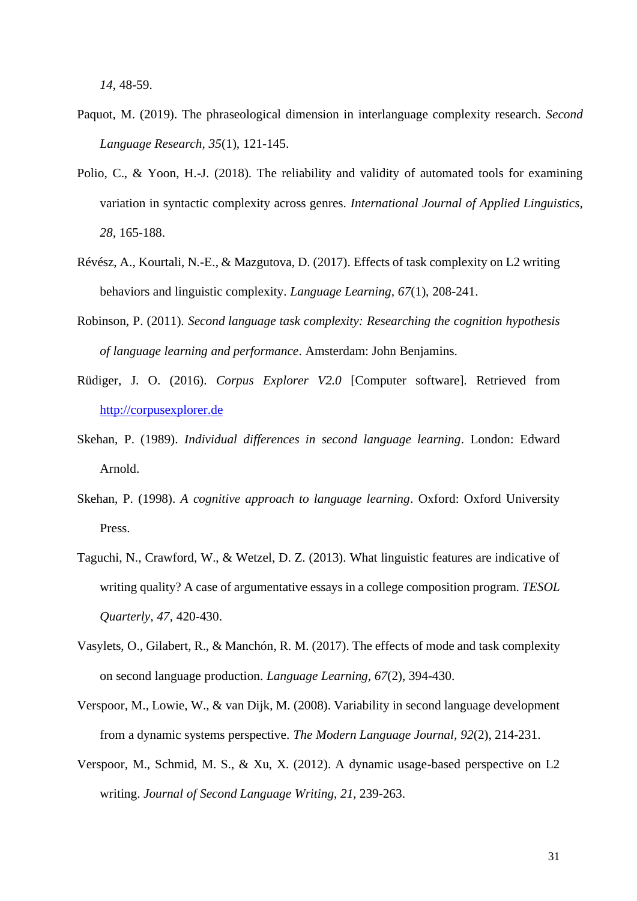*14*, 48-59.

Paquot, M. (2019). The phraseological dimension in interlanguage complexity research. *Second Language Research, 35*(1), 121-145.

Polio, C., & Yoon, H.-J. (2018). The reliability and validity of automated tools for examining variation in syntactic complexity across genres. *International Journal of Applied Linguistics, 28*, 165-188.

Révész, A., Kourtali, N.-E., & Mazgutova, D. (2017). Effects of task complexity on L2 writing behaviors and linguistic complexity. *Language Learning, 67*(1), 208-241.

Robinson, P. (2011). *Second language task complexity: Researching the cognition hypothesis of language learning and performance*. Amsterdam: John Benjamins.

Rüdiger, J. O. (2016). *Corpus Explorer V2.0* [Computer software]. Retrieved from http://corpusexplorer.de

Skehan, P. (1989). *Individual differences in second language learning*. London: Edward Arnold.

Skehan, P. (1998). *A cognitive approach to language learning*. Oxford: Oxford University Press.

Taguchi, N., Crawford, W., & Wetzel, D. Z. (2013). What linguistic features are indicative of writing quality? A case of argumentative essays in a college composition program. *TESOL Quarterly, 47*, 420-430.

Vasylets, O., Gilabert, R., & Manchón, R. M. (2017). The effects of mode and task complexity on second language production. *Language Learning, 67*(2), 394-430.

Verspoor, M., Lowie, W., & van Dijk, M. (2008). Variability in second language development from a dynamic systems perspective. *The Modern Language Journal, 92*(2), 214-231.

Verspoor, M., Schmid, M. S., & Xu, X. (2012). A dynamic usage-based perspective on L2 writing. *Journal of Second Language Writing, 21*, 239-263.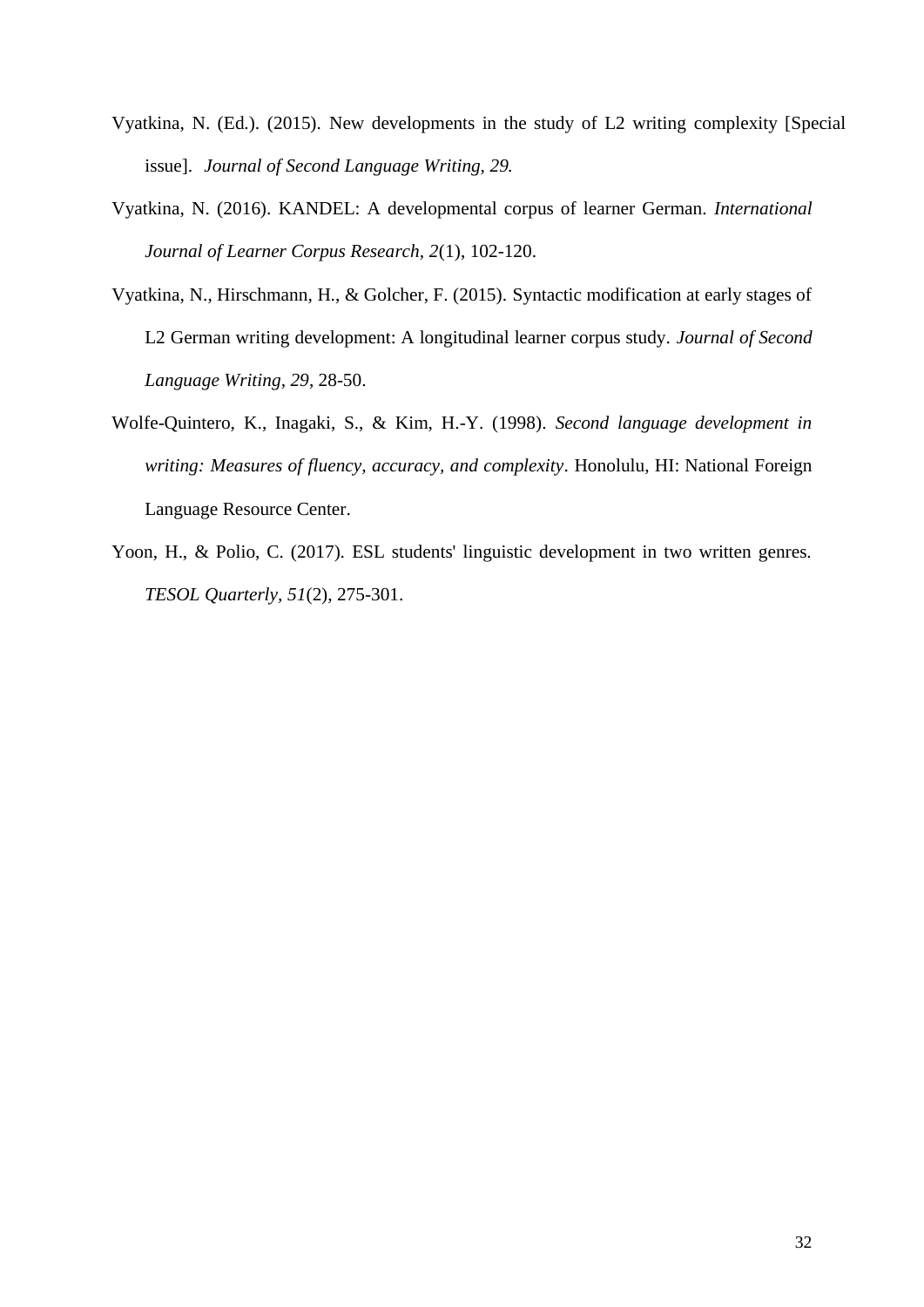Vyatkina, N. (Ed.). (2015). New developments in the study of L2 writing complexity [Special issue]. *Journal of Second Language Writing, 29.*

Vyatkina, N. (2016). KANDEL: A developmental corpus of learner German. *International Journal of Learner Corpus Research, 2*(1), 102-120.

Vyatkina, N., Hirschmann, H., & Golcher, F. (2015). Syntactic modification at early stages of L2 German writing development: A longitudinal learner corpus study. *Journal of Second Language Writing, 29*, 28-50.

Wolfe-Quintero, K., Inagaki, S., & Kim, H.-Y. (1998). *Second language development in writing: Measures of fluency, accuracy, and complexity*. Honolulu, HI: National Foreign Language Resource Center.

Yoon, H., & Polio, C. (2017). ESL students' linguistic development in two written genres. *TESOL Quarterly, 51*(2), 275-301.